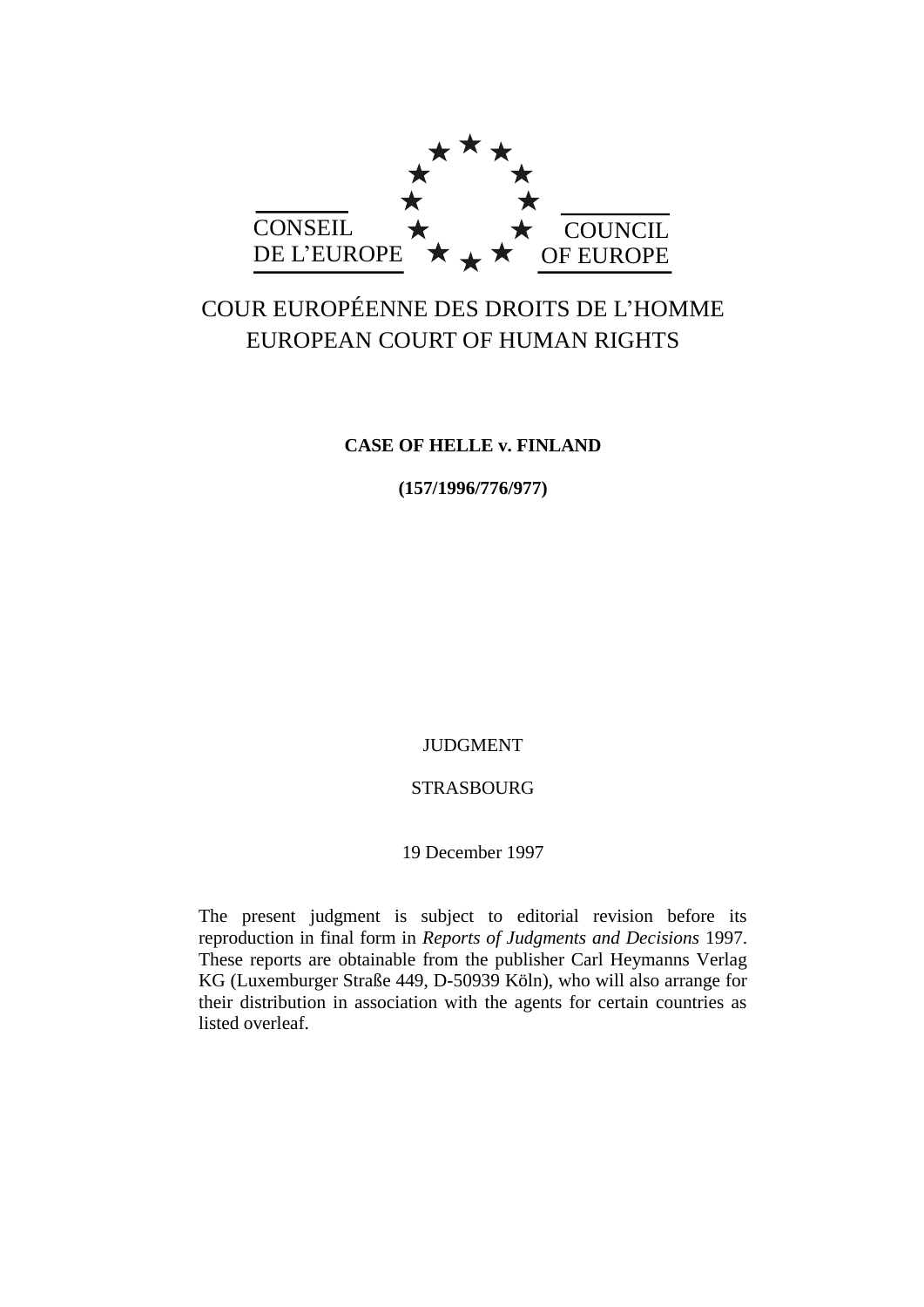CONSEIL DE L'EUROPE

COUNCIL OF EUROPE

COUR EUROPÉENNE DES DROITS DE L'HOMME
EUROPEAN COURT OF HUMAN RIGHTS

**CASE OF HELLE v. FINLAND**

**(157/1996/776/977)**

JUDGMENT

STRASBOURG

19 December 1997

The present judgment is subject to editorial revision before its reproduction in final form in *Reports of Judgments and Decisions* 1997. These reports are obtainable from the publisher Carl Heymanns Verlag KG (Luxemburger Straße 449, D-50939 Köln), who will also arrange for their distribution in association with the agents for certain countries as listed overleaf.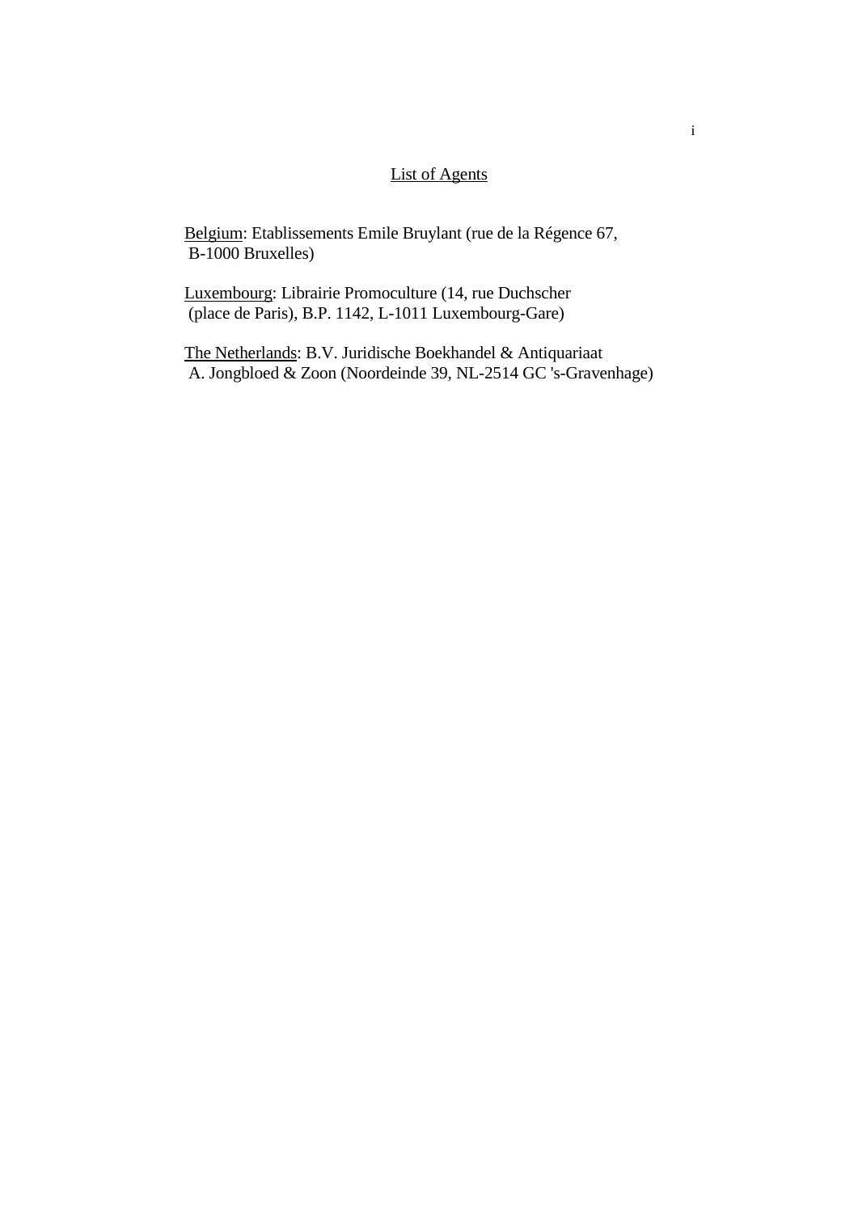## List of Agents

Belgium: Etablissements Emile Bruylant (rue de la Régence 67, B-1000 Bruxelles)

Luxembourg: Librairie Promoculture (14, rue Duchscher (place de Paris), B.P. 1142, L-1011 Luxembourg-Gare)

The Netherlands: B.V. Juridische Boekhandel & Antiquariaat A. Jongbloed & Zoon (Noordeinde 39, NL-2514 GC 's-Gravenhage)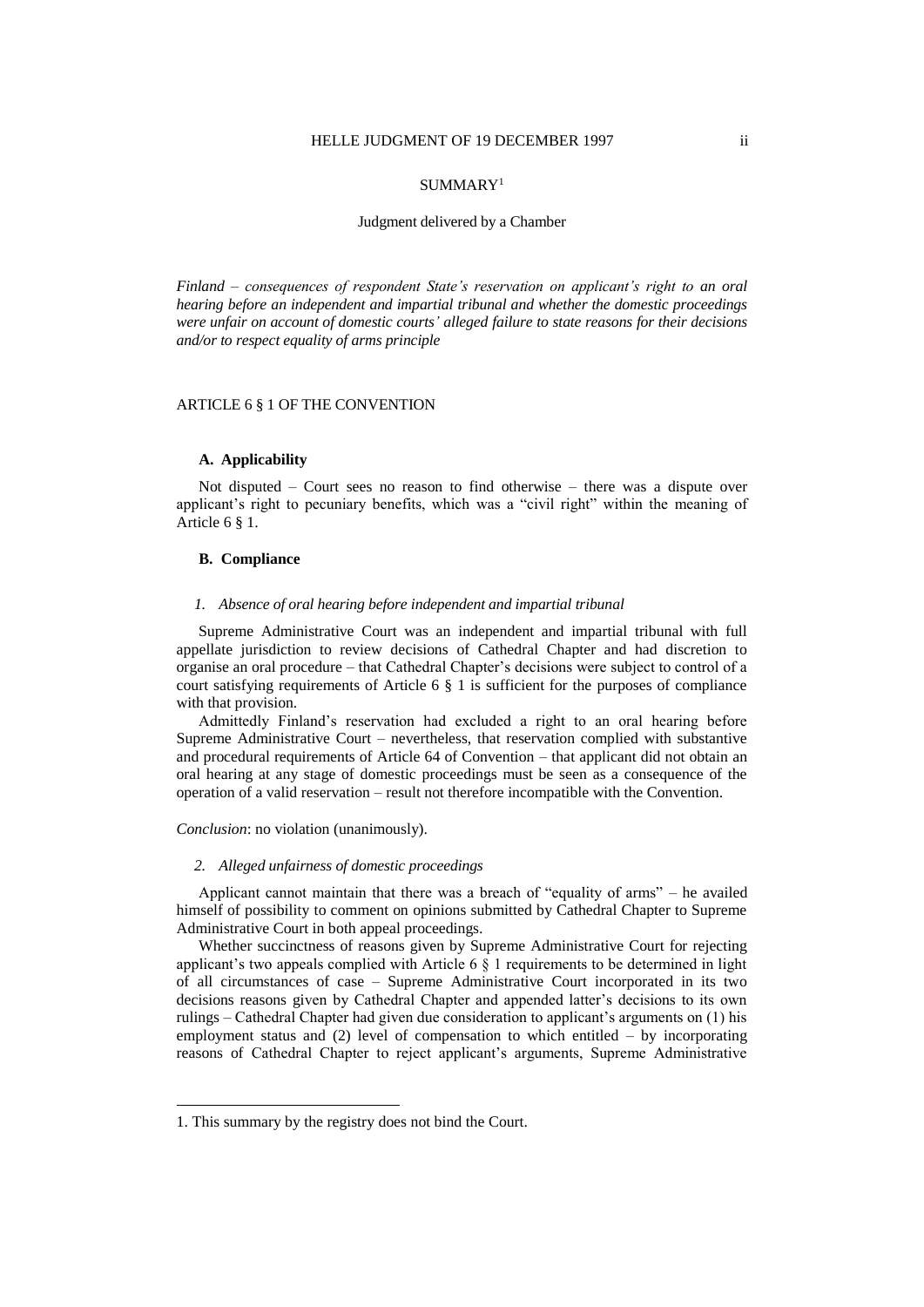SUMMARY[1]

Judgment delivered by a Chamber

*Finland – consequences of respondent State's reservation on applicant's right to an oral hearing before an independent and impartial tribunal and whether the domestic proceedings were unfair on account of domestic courts' alleged failure to state reasons for their decisions and/or to respect equality of arms principle*

ARTICLE 6 § 1 OF THE CONVENTION

**A. Applicability**

Not disputed – Court sees no reason to find otherwise – there was a dispute over applicant's right to pecuniary benefits, which was a "civil right" within the meaning of Article 6 § 1.

**B. Compliance**

*1. Absence of oral hearing before independent and impartial tribunal*

Supreme Administrative Court was an independent and impartial tribunal with full appellate jurisdiction to review decisions of Cathedral Chapter and had discretion to organise an oral procedure – that Cathedral Chapter's decisions were subject to control of a court satisfying requirements of Article 6 § 1 is sufficient for the purposes of compliance with that provision.

Admittedly Finland's reservation had excluded a right to an oral hearing before Supreme Administrative Court – nevertheless, that reservation complied with substantive and procedural requirements of Article 64 of Convention – that applicant did not obtain an oral hearing at any stage of domestic proceedings must be seen as a consequence of the operation of a valid reservation – result not therefore incompatible with the Convention.

*Conclusion*: no violation (unanimously).

*2. Alleged unfairness of domestic proceedings*

Applicant cannot maintain that there was a breach of "equality of arms" – he availed himself of possibility to comment on opinions submitted by Cathedral Chapter to Supreme Administrative Court in both appeal proceedings.

Whether succinctness of reasons given by Supreme Administrative Court for rejecting applicant's two appeals complied with Article 6 § 1 requirements to be determined in light of all circumstances of case – Supreme Administrative Court incorporated in its two decisions reasons given by Cathedral Chapter and appended latter's decisions to its own rulings – Cathedral Chapter had given due consideration to applicant's arguments on (1) his employment status and (2) level of compensation to which entitled – by incorporating reasons of Cathedral Chapter to reject applicant's arguments, Supreme Administrative

1. This summary by the registry does not bind the Court.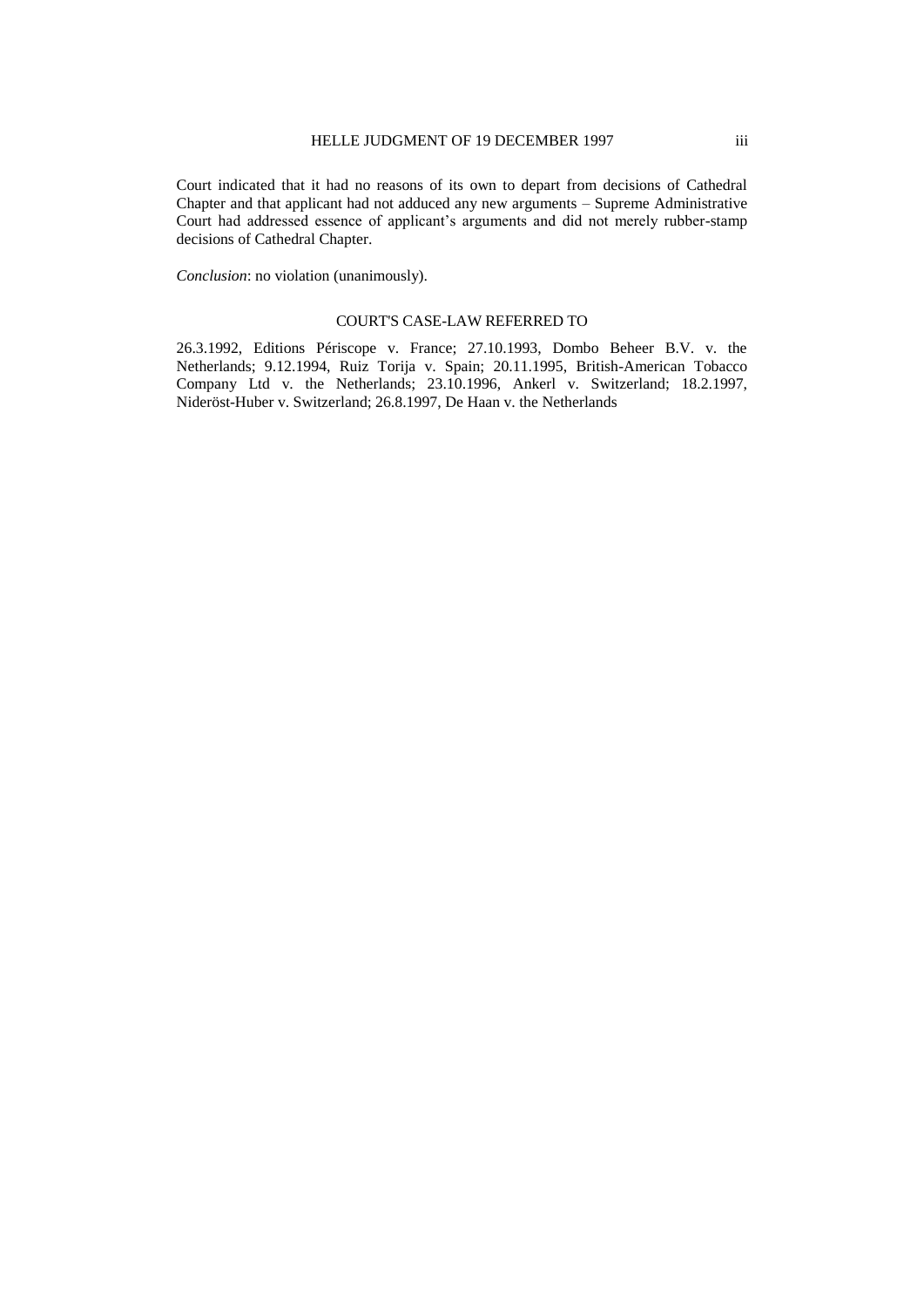Court indicated that it had no reasons of its own to depart from decisions of Cathedral Chapter and that applicant had not adduced any new arguments – Supreme Administrative Court had addressed essence of applicant's arguments and did not merely rubber-stamp decisions of Cathedral Chapter.

*Conclusion*: no violation (unanimously).

## COURT'S CASE-LAW REFERRED TO

26.3.1992, Editions Périscope v. France; 27.10.1993, Dombo Beheer B.V. v. the Netherlands; 9.12.1994, Ruiz Torija v. Spain; 20.11.1995, British-American Tobacco Company Ltd v. the Netherlands; 23.10.1996, Ankerl v. Switzerland; 18.2.1997, Nideröst-Huber v. Switzerland; 26.8.1997, De Haan v. the Netherlands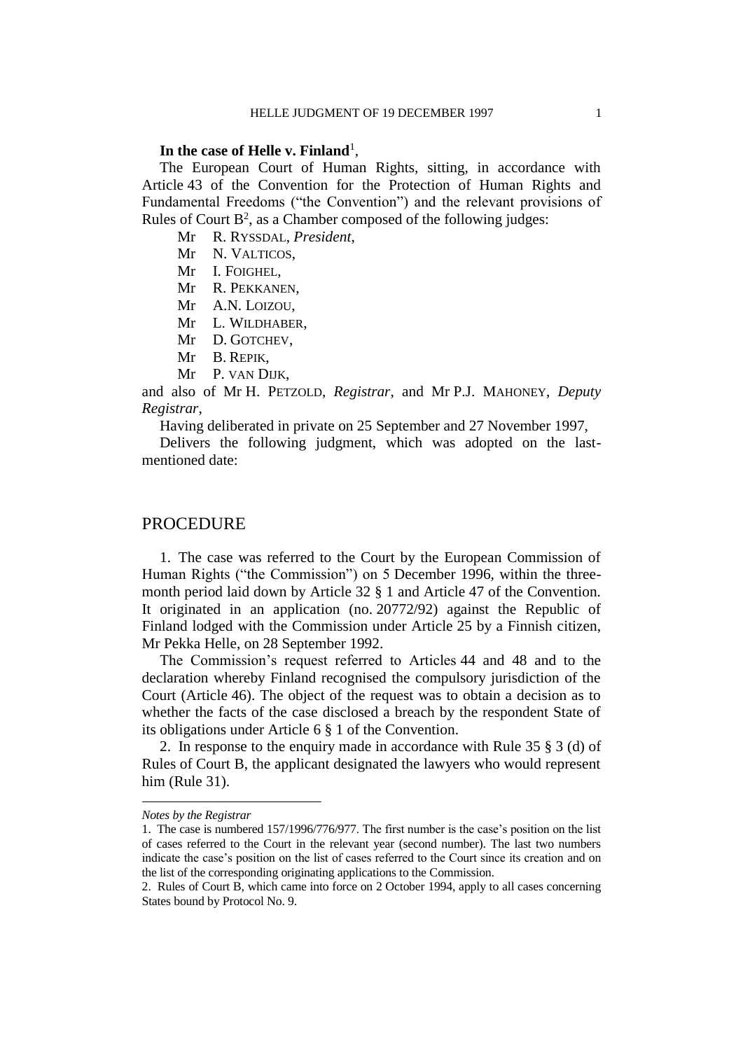**In the case of Helle v. Finland**[1],

The European Court of Human Rights, sitting, in accordance with Article 43 of the Convention for the Protection of Human Rights and Fundamental Freedoms ("the Convention") and the relevant provisions of Rules of Court B[2], as a Chamber composed of the following judges:

Mr R. RYSSDAL, *President*,
Mr N. VALTICOS,
Mr I. FOIGHEL,
Mr R. PEKKANEN,
Mr A.N. LOIZOU,
Mr L. WILDHABER,
Mr D. GOTCHEV,
Mr B. REPIK,
Mr P. VAN DIJK,

and also of Mr H. PETZOLD, *Registrar*, and Mr P.J. MAHONEY, *Deputy Registrar*,

Having deliberated in private on 25 September and 27 November 1997,

Delivers the following judgment, which was adopted on the last-mentioned date:

## PROCEDURE

1. The case was referred to the Court by the European Commission of Human Rights ("the Commission") on 5 December 1996, within the three-month period laid down by Article 32 § 1 and Article 47 of the Convention. It originated in an application (no. 20772/92) against the Republic of Finland lodged with the Commission under Article 25 by a Finnish citizen, Mr Pekka Helle, on 28 September 1992.

The Commission's request referred to Articles 44 and 48 and to the declaration whereby Finland recognised the compulsory jurisdiction of the Court (Article 46). The object of the request was to obtain a decision as to whether the facts of the case disclosed a breach by the respondent State of its obligations under Article 6 § 1 of the Convention.

2. In response to the enquiry made in accordance with Rule 35 § 3 (d) of Rules of Court B, the applicant designated the lawyers who would represent him (Rule 31).

---

*Notes by the Registrar*

1. The case is numbered 157/1996/776/977. The first number is the case's position on the list of cases referred to the Court in the relevant year (second number). The last two numbers indicate the case's position on the list of cases referred to the Court since its creation and on the list of the corresponding originating applications to the Commission.

2. Rules of Court B, which came into force on 2 October 1994, apply to all cases concerning States bound by Protocol No. 9.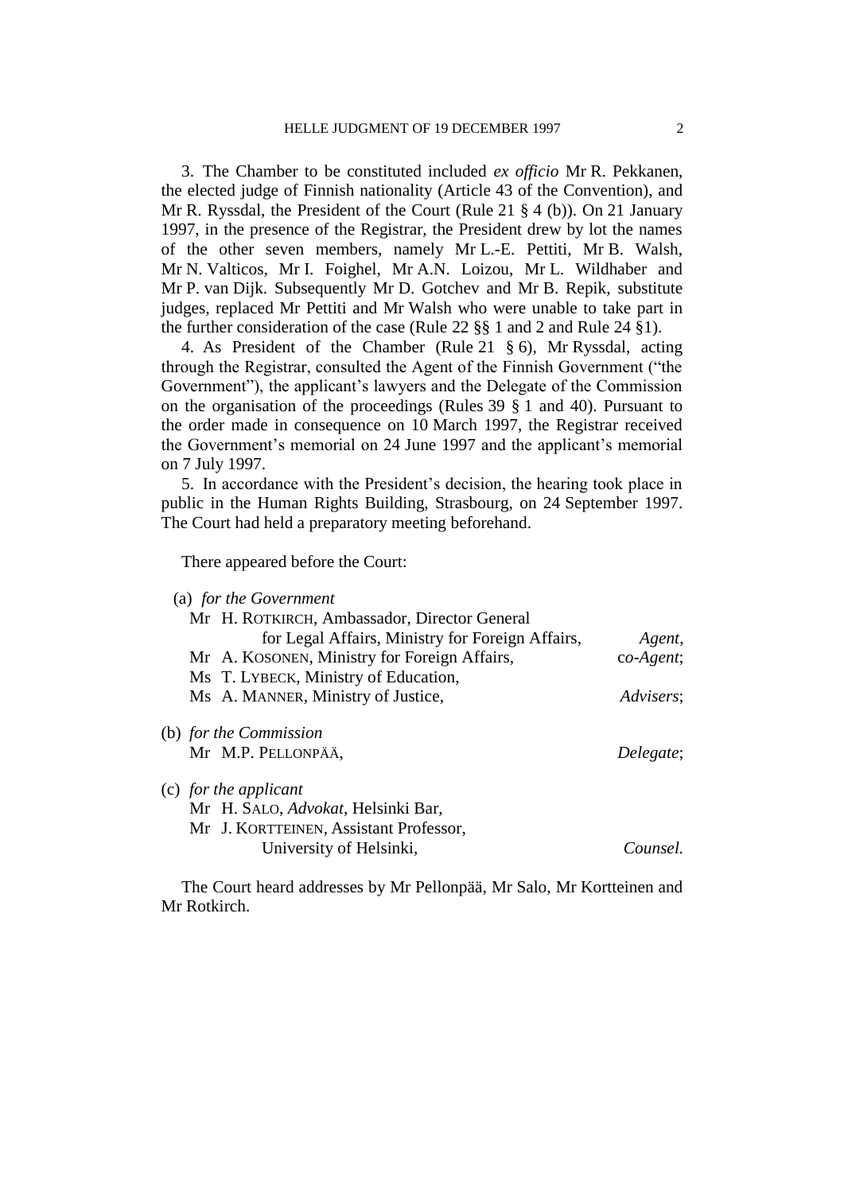3. The Chamber to be constituted included *ex officio* Mr R. Pekkanen, the elected judge of Finnish nationality (Article 43 of the Convention), and Mr R. Ryssdal, the President of the Court (Rule 21 § 4 (b)). On 21 January 1997, in the presence of the Registrar, the President drew by lot the names of the other seven members, namely Mr L.-E. Pettiti, Mr B. Walsh, Mr N. Valticos, Mr I. Foighel, Mr A.N. Loizou, Mr L. Wildhaber and Mr P. van Dijk. Subsequently Mr D. Gotchev and Mr B. Repik, substitute judges, replaced Mr Pettiti and Mr Walsh who were unable to take part in the further consideration of the case (Rule 22 §§ 1 and 2 and Rule 24 §1).

4. As President of the Chamber (Rule 21 § 6), Mr Ryssdal, acting through the Registrar, consulted the Agent of the Finnish Government ("the Government"), the applicant's lawyers and the Delegate of the Commission on the organisation of the proceedings (Rules 39 § 1 and 40). Pursuant to the order made in consequence on 10 March 1997, the Registrar received the Government's memorial on 24 June 1997 and the applicant's memorial on 7 July 1997.

5. In accordance with the President's decision, the hearing took place in public in the Human Rights Building, Strasbourg, on 24 September 1997. The Court had held a preparatory meeting beforehand.

There appeared before the Court:

(a) *for the Government*

Mr H. ROTKIRCH, Ambassador, Director General for Legal Affairs, Ministry for Foreign Affairs, *Agent*,
Mr A. KOSONEN, Ministry for Foreign Affairs, *co-Agent*;
Ms T. LYBECK, Ministry of Education,
Ms A. MANNER, Ministry of Justice, *Advisers*;

(b) *for the Commission*

Mr M.P. PELLONPÄÄ, *Delegate*;

(c) *for the applicant*

Mr H. SALO, *Advokat*, Helsinki Bar,
Mr J. KORTTEINEN, Assistant Professor, University of Helsinki, *Counsel*.

The Court heard addresses by Mr Pellonpää, Mr Salo, Mr Kortteinen and Mr Rotkirch.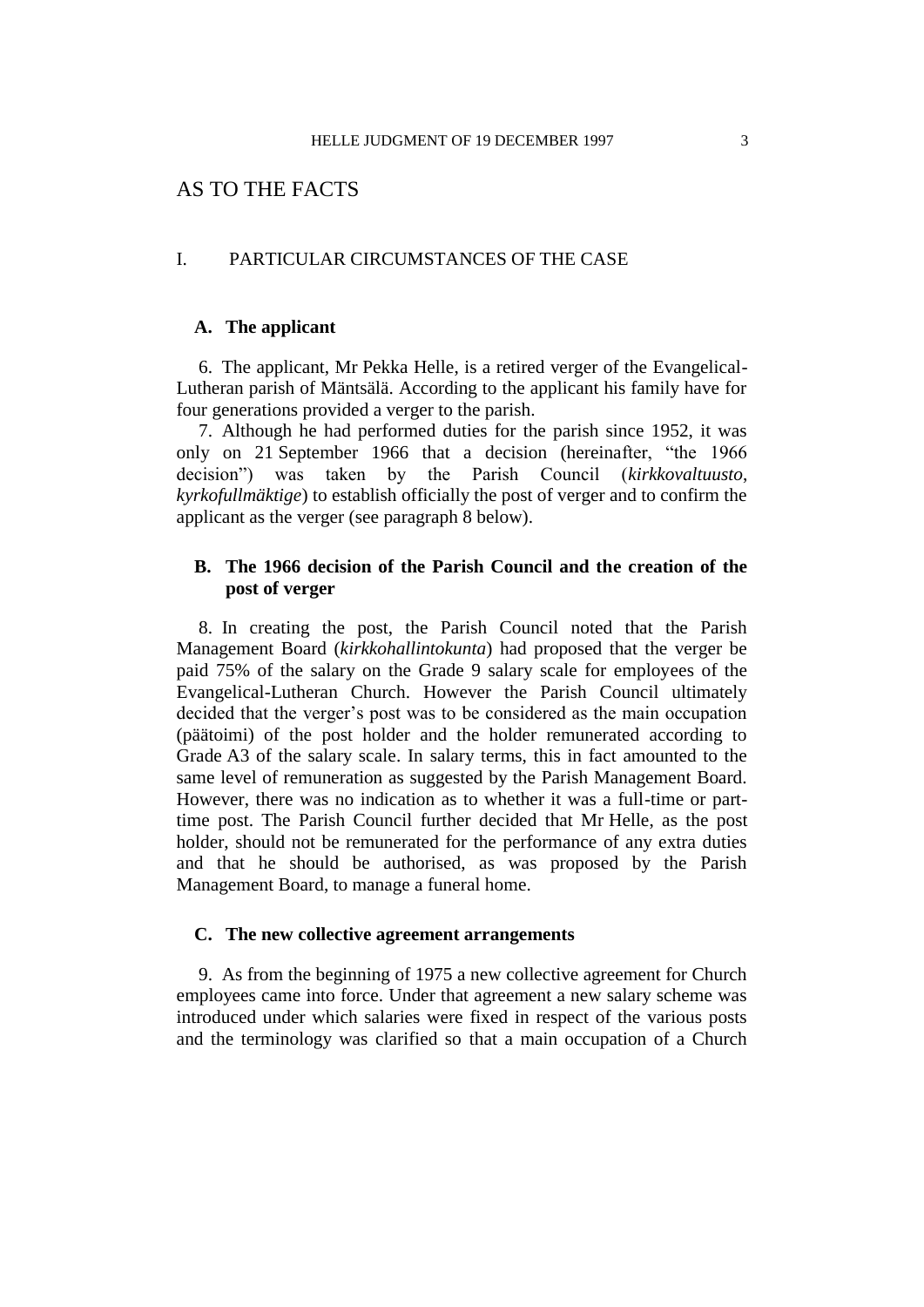# AS TO THE FACTS

## I. PARTICULAR CIRCUMSTANCES OF THE CASE

### A. The applicant

6. The applicant, Mr Pekka Helle, is a retired verger of the Evangelical-Lutheran parish of Mäntsälä. According to the applicant his family have for four generations provided a verger to the parish.

7. Although he had performed duties for the parish since 1952, it was only on 21 September 1966 that a decision (hereinafter, "the 1966 decision") was taken by the Parish Council (*kirkkovaltuusto*, *kyrkofullmäktige*) to establish officially the post of verger and to confirm the applicant as the verger (see paragraph 8 below).

### B. The 1966 decision of the Parish Council and the creation of the post of verger

8. In creating the post, the Parish Council noted that the Parish Management Board (*kirkkohallintokunta*) had proposed that the verger be paid 75% of the salary on the Grade 9 salary scale for employees of the Evangelical-Lutheran Church. However the Parish Council ultimately decided that the verger's post was to be considered as the main occupation (päätoimi) of the post holder and the holder remunerated according to Grade A3 of the salary scale. In salary terms, this in fact amounted to the same level of remuneration as suggested by the Parish Management Board. However, there was no indication as to whether it was a full-time or part-time post. The Parish Council further decided that Mr Helle, as the post holder, should not be remunerated for the performance of any extra duties and that he should be authorised, as was proposed by the Parish Management Board, to manage a funeral home.

### C. The new collective agreement arrangements

9. As from the beginning of 1975 a new collective agreement for Church employees came into force. Under that agreement a new salary scheme was introduced under which salaries were fixed in respect of the various posts and the terminology was clarified so that a main occupation of a Church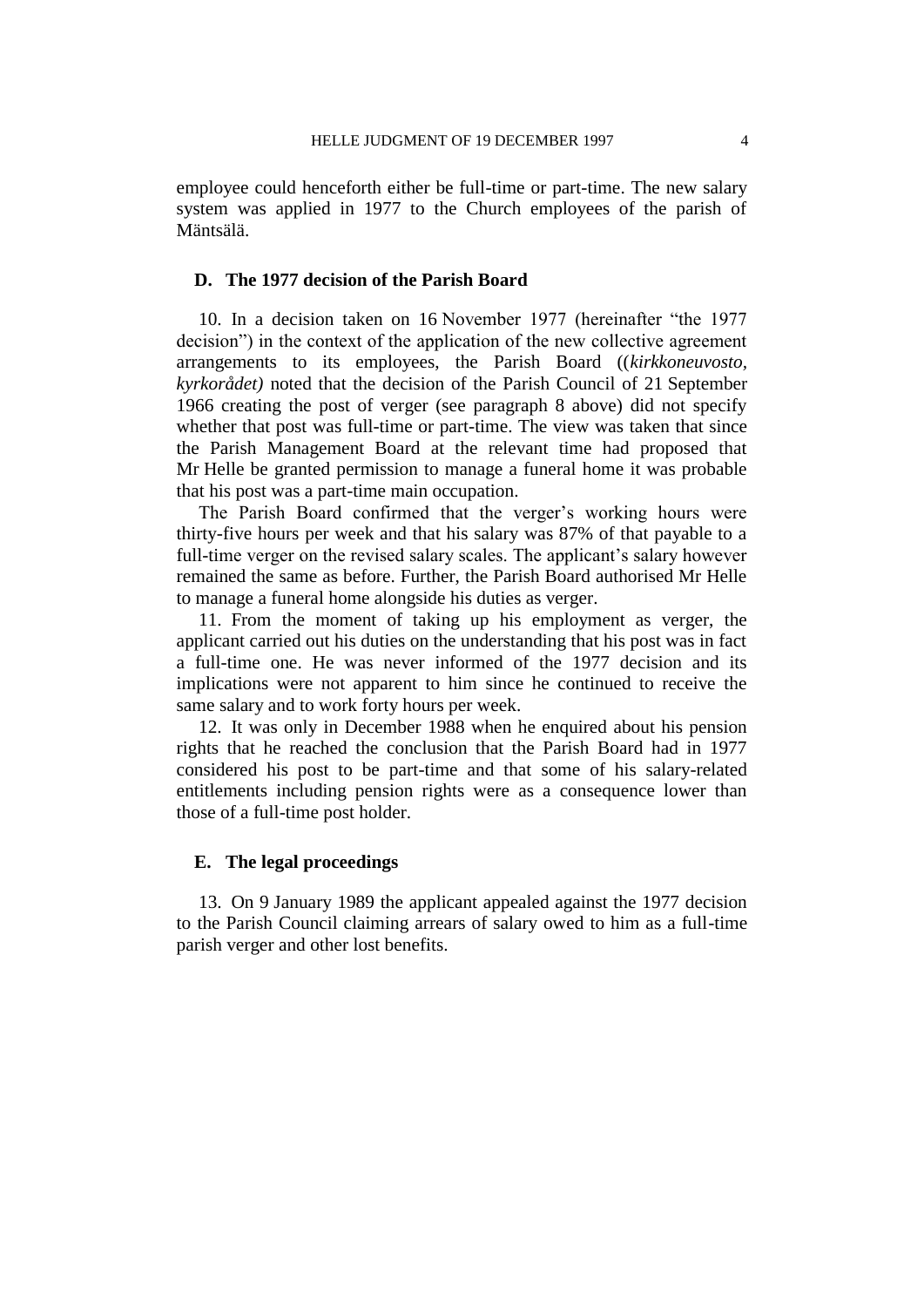employee could henceforth either be full-time or part-time. The new salary system was applied in 1977 to the Church employees of the parish of Mäntsälä.

### D. The 1977 decision of the Parish Board

10. In a decision taken on 16 November 1977 (hereinafter "the 1977 decision") in the context of the application of the new collective agreement arrangements to its employees, the Parish Board ((*kirkkoneuvosto, kyrkorådet)* noted that the decision of the Parish Council of 21 September 1966 creating the post of verger (see paragraph 8 above) did not specify whether that post was full-time or part-time. The view was taken that since the Parish Management Board at the relevant time had proposed that Mr Helle be granted permission to manage a funeral home it was probable that his post was a part-time main occupation.

The Parish Board confirmed that the verger's working hours were thirty-five hours per week and that his salary was 87% of that payable to a full-time verger on the revised salary scales. The applicant's salary however remained the same as before. Further, the Parish Board authorised Mr Helle to manage a funeral home alongside his duties as verger.

11. From the moment of taking up his employment as verger, the applicant carried out his duties on the understanding that his post was in fact a full-time one. He was never informed of the 1977 decision and its implications were not apparent to him since he continued to receive the same salary and to work forty hours per week.

12. It was only in December 1988 when he enquired about his pension rights that he reached the conclusion that the Parish Board had in 1977 considered his post to be part-time and that some of his salary-related entitlements including pension rights were as a consequence lower than those of a full-time post holder.

### E. The legal proceedings

13. On 9 January 1989 the applicant appealed against the 1977 decision to the Parish Council claiming arrears of salary owed to him as a full-time parish verger and other lost benefits.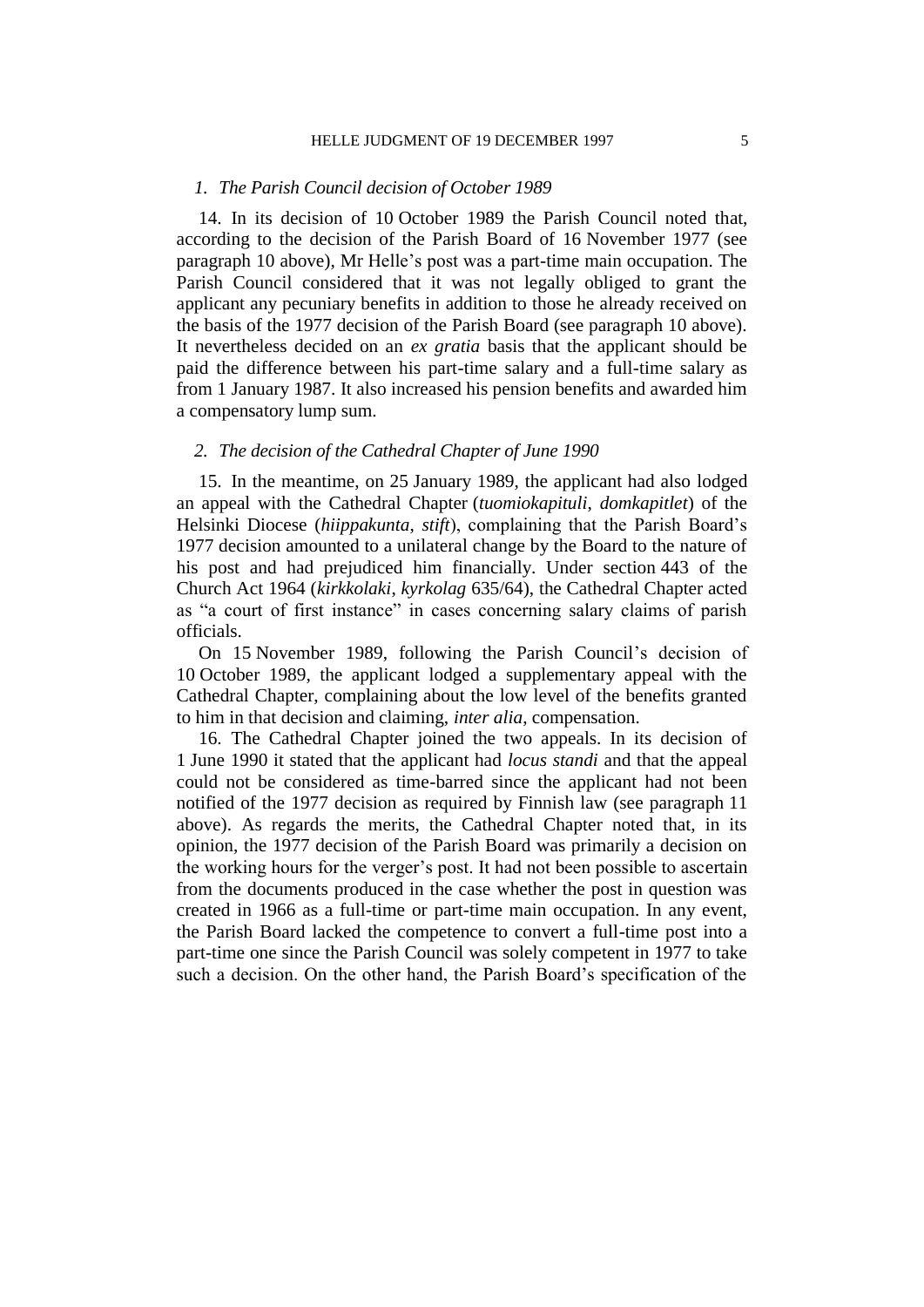### *1. The Parish Council decision of October 1989*

14. In its decision of 10 October 1989 the Parish Council noted that, according to the decision of the Parish Board of 16 November 1977 (see paragraph 10 above), Mr Helle's post was a part-time main occupation. The Parish Council considered that it was not legally obliged to grant the applicant any pecuniary benefits in addition to those he already received on the basis of the 1977 decision of the Parish Board (see paragraph 10 above). It nevertheless decided on an *ex gratia* basis that the applicant should be paid the difference between his part-time salary and a full-time salary as from 1 January 1987. It also increased his pension benefits and awarded him a compensatory lump sum.

### *2. The decision of the Cathedral Chapter of June 1990*

15. In the meantime, on 25 January 1989, the applicant had also lodged an appeal with the Cathedral Chapter (*tuomiokapituli*, *domkapitlet*) of the Helsinki Diocese (*hiippakunta*, *stift*), complaining that the Parish Board's 1977 decision amounted to a unilateral change by the Board to the nature of his post and had prejudiced him financially. Under section 443 of the Church Act 1964 (*kirkkolaki*, *kyrkolag* 635/64), the Cathedral Chapter acted as "a court of first instance" in cases concerning salary claims of parish officials.

On 15 November 1989, following the Parish Council's decision of 10 October 1989, the applicant lodged a supplementary appeal with the Cathedral Chapter, complaining about the low level of the benefits granted to him in that decision and claiming, *inter alia*, compensation.

16. The Cathedral Chapter joined the two appeals. In its decision of 1 June 1990 it stated that the applicant had *locus standi* and that the appeal could not be considered as time-barred since the applicant had not been notified of the 1977 decision as required by Finnish law (see paragraph 11 above). As regards the merits, the Cathedral Chapter noted that, in its opinion, the 1977 decision of the Parish Board was primarily a decision on the working hours for the verger's post. It had not been possible to ascertain from the documents produced in the case whether the post in question was created in 1966 as a full-time or part-time main occupation. In any event, the Parish Board lacked the competence to convert a full-time post into a part-time one since the Parish Council was solely competent in 1977 to take such a decision. On the other hand, the Parish Board's specification of the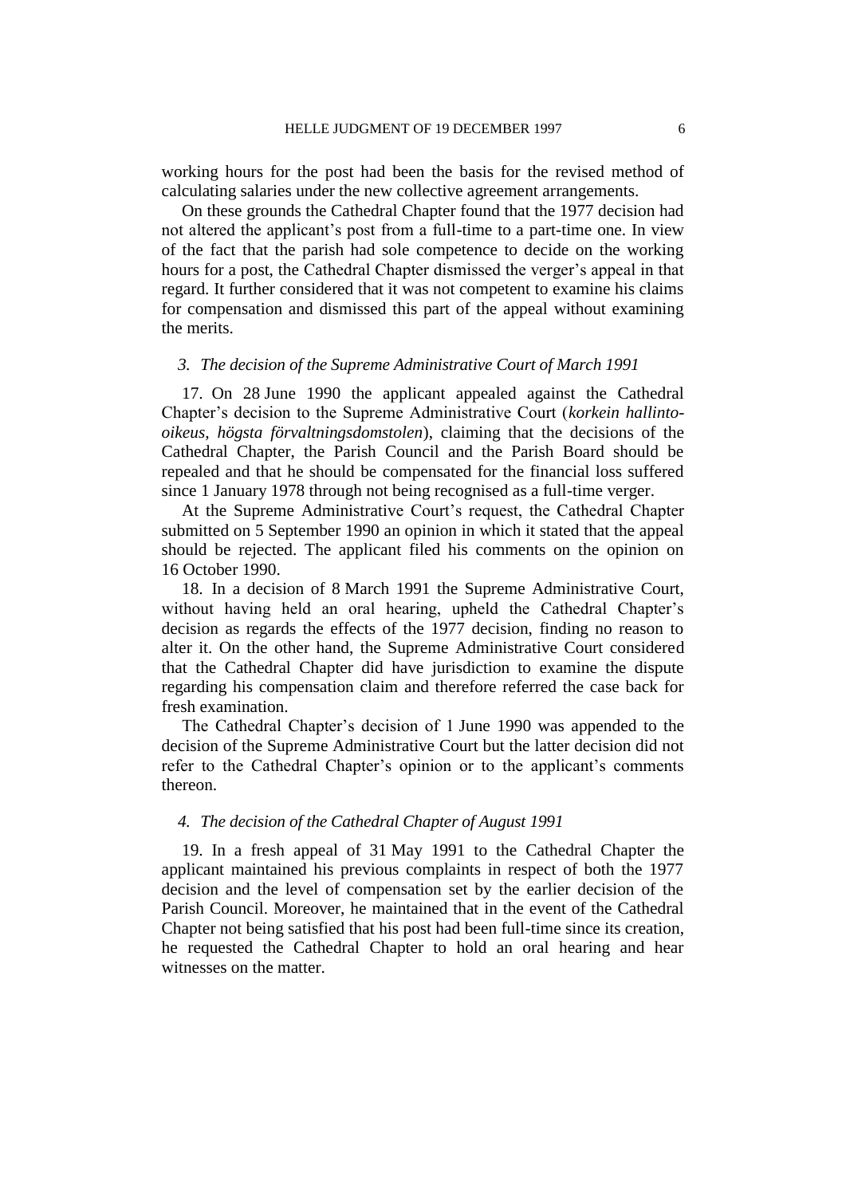working hours for the post had been the basis for the revised method of calculating salaries under the new collective agreement arrangements.

On these grounds the Cathedral Chapter found that the 1977 decision had not altered the applicant's post from a full-time to a part-time one. In view of the fact that the parish had sole competence to decide on the working hours for a post, the Cathedral Chapter dismissed the verger's appeal in that regard. It further considered that it was not competent to examine his claims for compensation and dismissed this part of the appeal without examining the merits.

### *3. The decision of the Supreme Administrative Court of March 1991*

17. On 28 June 1990 the applicant appealed against the Cathedral Chapter's decision to the Supreme Administrative Court (*korkein hallinto-oikeus*, *högsta förvaltningsdomstolen*), claiming that the decisions of the Cathedral Chapter, the Parish Council and the Parish Board should be repealed and that he should be compensated for the financial loss suffered since 1 January 1978 through not being recognised as a full-time verger.

At the Supreme Administrative Court's request, the Cathedral Chapter submitted on 5 September 1990 an opinion in which it stated that the appeal should be rejected. The applicant filed his comments on the opinion on 16 October 1990.

18. In a decision of 8 March 1991 the Supreme Administrative Court, without having held an oral hearing, upheld the Cathedral Chapter's decision as regards the effects of the 1977 decision, finding no reason to alter it. On the other hand, the Supreme Administrative Court considered that the Cathedral Chapter did have jurisdiction to examine the dispute regarding his compensation claim and therefore referred the case back for fresh examination.

The Cathedral Chapter's decision of 1 June 1990 was appended to the decision of the Supreme Administrative Court but the latter decision did not refer to the Cathedral Chapter's opinion or to the applicant's comments thereon.

### *4. The decision of the Cathedral Chapter of August 1991*

19. In a fresh appeal of 31 May 1991 to the Cathedral Chapter the applicant maintained his previous complaints in respect of both the 1977 decision and the level of compensation set by the earlier decision of the Parish Council. Moreover, he maintained that in the event of the Cathedral Chapter not being satisfied that his post had been full-time since its creation, he requested the Cathedral Chapter to hold an oral hearing and hear witnesses on the matter.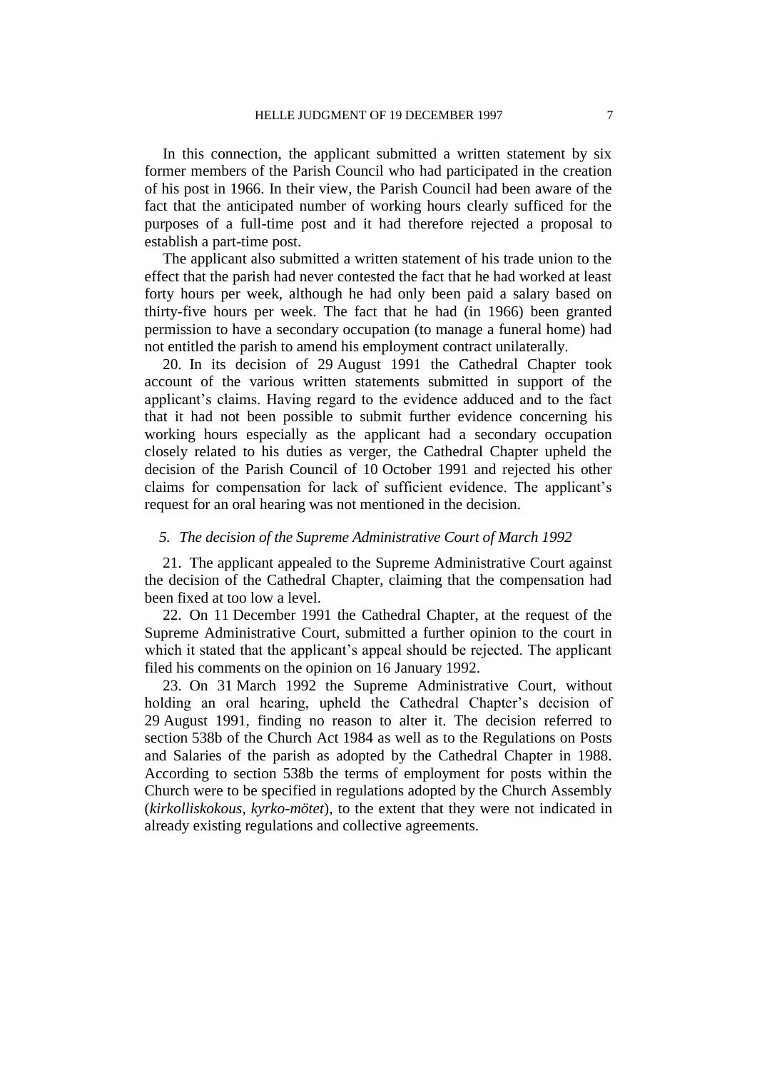In this connection, the applicant submitted a written statement by six former members of the Parish Council who had participated in the creation of his post in 1966. In their view, the Parish Council had been aware of the fact that the anticipated number of working hours clearly sufficed for the purposes of a full-time post and it had therefore rejected a proposal to establish a part-time post.

The applicant also submitted a written statement of his trade union to the effect that the parish had never contested the fact that he had worked at least forty hours per week, although he had only been paid a salary based on thirty-five hours per week. The fact that he had (in 1966) been granted permission to have a secondary occupation (to manage a funeral home) had not entitled the parish to amend his employment contract unilaterally.

20. In its decision of 29 August 1991 the Cathedral Chapter took account of the various written statements submitted in support of the applicant's claims. Having regard to the evidence adduced and to the fact that it had not been possible to submit further evidence concerning his working hours especially as the applicant had a secondary occupation closely related to his duties as verger, the Cathedral Chapter upheld the decision of the Parish Council of 10 October 1991 and rejected his other claims for compensation for lack of sufficient evidence. The applicant's request for an oral hearing was not mentioned in the decision.

*5. The decision of the Supreme Administrative Court of March 1992*

21. The applicant appealed to the Supreme Administrative Court against the decision of the Cathedral Chapter, claiming that the compensation had been fixed at too low a level.

22. On 11 December 1991 the Cathedral Chapter, at the request of the Supreme Administrative Court, submitted a further opinion to the court in which it stated that the applicant's appeal should be rejected. The applicant filed his comments on the opinion on 16 January 1992.

23. On 31 March 1992 the Supreme Administrative Court, without holding an oral hearing, upheld the Cathedral Chapter's decision of 29 August 1991, finding no reason to alter it. The decision referred to section 538b of the Church Act 1984 as well as to the Regulations on Posts and Salaries of the parish as adopted by the Cathedral Chapter in 1988. According to section 538b the terms of employment for posts within the Church were to be specified in regulations adopted by the Church Assembly (*kirkolliskokous*, *kyrko-mötet*), to the extent that they were not indicated in already existing regulations and collective agreements.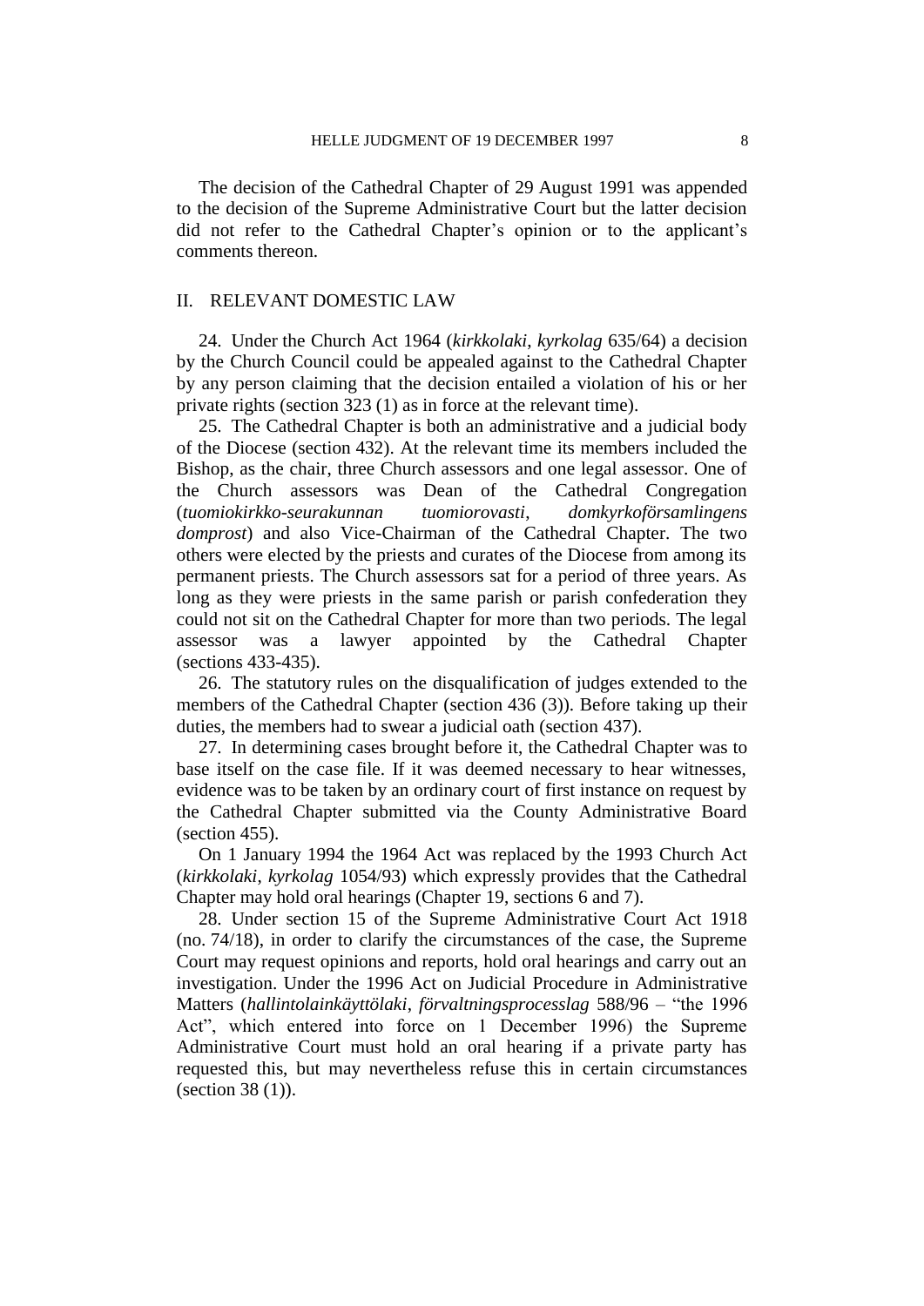The decision of the Cathedral Chapter of 29 August 1991 was appended to the decision of the Supreme Administrative Court but the latter decision did not refer to the Cathedral Chapter's opinion or to the applicant's comments thereon.

## II. RELEVANT DOMESTIC LAW

24. Under the Church Act 1964 (*kirkkolaki*, *kyrkolag* 635/64) a decision by the Church Council could be appealed against to the Cathedral Chapter by any person claiming that the decision entailed a violation of his or her private rights (section 323 (1) as in force at the relevant time).

25. The Cathedral Chapter is both an administrative and a judicial body of the Diocese (section 432). At the relevant time its members included the Bishop, as the chair, three Church assessors and one legal assessor. One of the Church assessors was Dean of the Cathedral Congregation (*tuomiokirkko-seurakunnan tuomiorovasti*, *domkyrkoförsamlingens domprost*) and also Vice-Chairman of the Cathedral Chapter. The two others were elected by the priests and curates of the Diocese from among its permanent priests. The Church assessors sat for a period of three years. As long as they were priests in the same parish or parish confederation they could not sit on the Cathedral Chapter for more than two periods. The legal assessor was a lawyer appointed by the Cathedral Chapter (sections 433-435).

26. The statutory rules on the disqualification of judges extended to the members of the Cathedral Chapter (section 436 (3)). Before taking up their duties, the members had to swear a judicial oath (section 437).

27. In determining cases brought before it, the Cathedral Chapter was to base itself on the case file. If it was deemed necessary to hear witnesses, evidence was to be taken by an ordinary court of first instance on request by the Cathedral Chapter submitted via the County Administrative Board (section 455).

On 1 January 1994 the 1964 Act was replaced by the 1993 Church Act (*kirkkolaki*, *kyrkolag* 1054/93) which expressly provides that the Cathedral Chapter may hold oral hearings (Chapter 19, sections 6 and 7).

28. Under section 15 of the Supreme Administrative Court Act 1918 (no. 74/18), in order to clarify the circumstances of the case, the Supreme Court may request opinions and reports, hold oral hearings and carry out an investigation. Under the 1996 Act on Judicial Procedure in Administrative Matters (*hallintolainkäyttölaki*, *förvaltningsprocesslag* 588/96 – "the 1996 Act", which entered into force on 1 December 1996) the Supreme Administrative Court must hold an oral hearing if a private party has requested this, but may nevertheless refuse this in certain circumstances (section 38 (1)).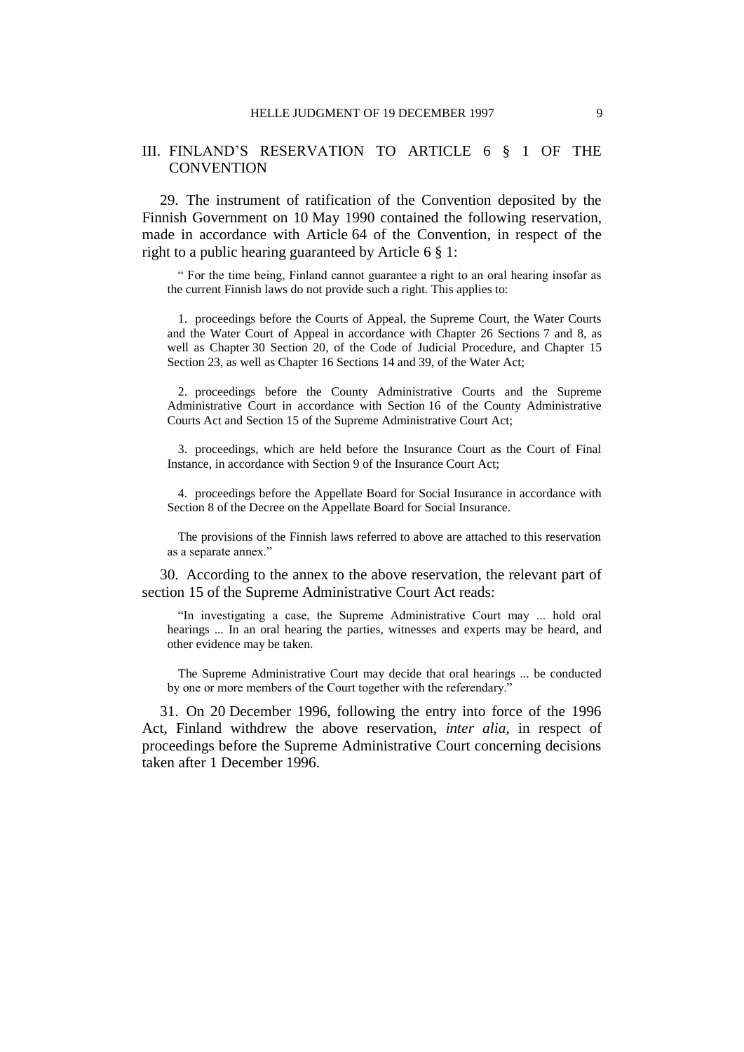## III. FINLAND'S RESERVATION TO ARTICLE 6 § 1 OF THE CONVENTION

29. The instrument of ratification of the Convention deposited by the Finnish Government on 10 May 1990 contained the following reservation, made in accordance with Article 64 of the Convention, in respect of the right to a public hearing guaranteed by Article 6 § 1:

> " For the time being, Finland cannot guarantee a right to an oral hearing insofar as the current Finnish laws do not provide such a right. This applies to:
>
> 1. proceedings before the Courts of Appeal, the Supreme Court, the Water Courts and the Water Court of Appeal in accordance with Chapter 26 Sections 7 and 8, as well as Chapter 30 Section 20, of the Code of Judicial Procedure, and Chapter 15 Section 23, as well as Chapter 16 Sections 14 and 39, of the Water Act;
>
> 2. proceedings before the County Administrative Courts and the Supreme Administrative Court in accordance with Section 16 of the County Administrative Courts Act and Section 15 of the Supreme Administrative Court Act;
>
> 3. proceedings, which are held before the Insurance Court as the Court of Final Instance, in accordance with Section 9 of the Insurance Court Act;
>
> 4. proceedings before the Appellate Board for Social Insurance in accordance with Section 8 of the Decree on the Appellate Board for Social Insurance.
>
> The provisions of the Finnish laws referred to above are attached to this reservation as a separate annex."

30. According to the annex to the above reservation, the relevant part of section 15 of the Supreme Administrative Court Act reads:

> "In investigating a case, the Supreme Administrative Court may ... hold oral hearings ... In an oral hearing the parties, witnesses and experts may be heard, and other evidence may be taken.
>
> The Supreme Administrative Court may decide that oral hearings ... be conducted by one or more members of the Court together with the referendary."

31. On 20 December 1996, following the entry into force of the 1996 Act, Finland withdrew the above reservation, *inter alia*, in respect of proceedings before the Supreme Administrative Court concerning decisions taken after 1 December 1996.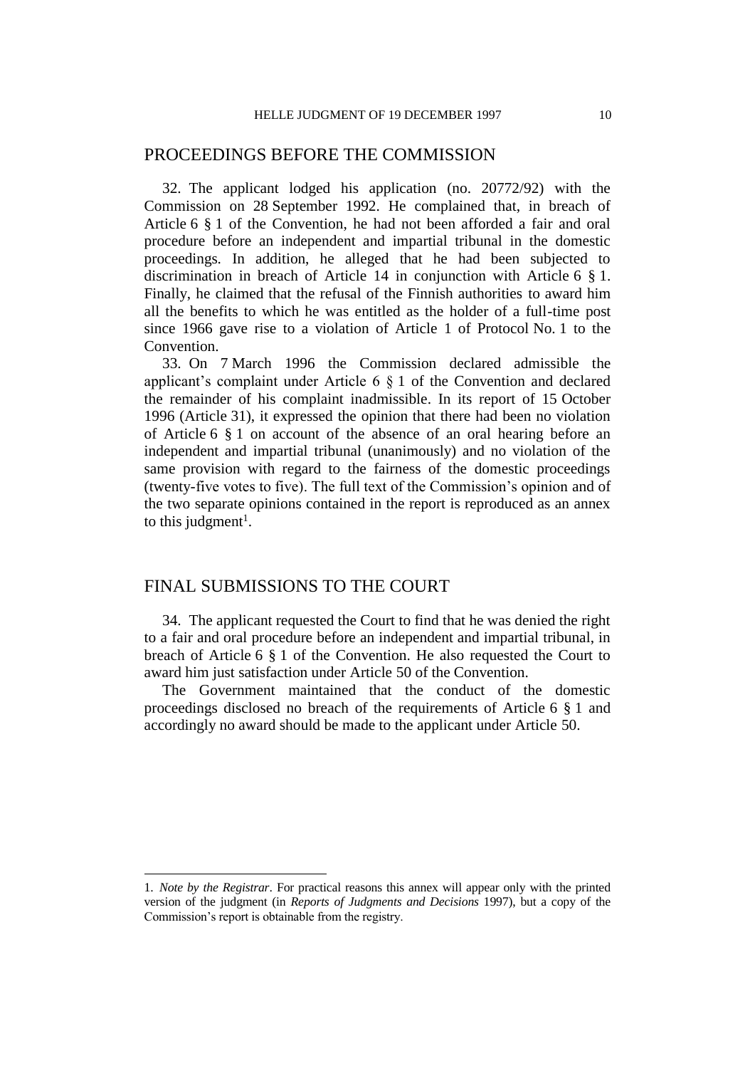## PROCEEDINGS BEFORE THE COMMISSION

32. The applicant lodged his application (no. 20772/92) with the Commission on 28 September 1992. He complained that, in breach of Article 6 § 1 of the Convention, he had not been afforded a fair and oral procedure before an independent and impartial tribunal in the domestic proceedings. In addition, he alleged that he had been subjected to discrimination in breach of Article 14 in conjunction with Article 6 § 1. Finally, he claimed that the refusal of the Finnish authorities to award him all the benefits to which he was entitled as the holder of a full-time post since 1966 gave rise to a violation of Article 1 of Protocol No. 1 to the Convention.

33. On 7 March 1996 the Commission declared admissible the applicant's complaint under Article 6 § 1 of the Convention and declared the remainder of his complaint inadmissible. In its report of 15 October 1996 (Article 31), it expressed the opinion that there had been no violation of Article 6 § 1 on account of the absence of an oral hearing before an independent and impartial tribunal (unanimously) and no violation of the same provision with regard to the fairness of the domestic proceedings (twenty-five votes to five). The full text of the Commission's opinion and of the two separate opinions contained in the report is reproduced as an annex to this judgment[1].

## FINAL SUBMISSIONS TO THE COURT

34. The applicant requested the Court to find that he was denied the right to a fair and oral procedure before an independent and impartial tribunal, in breach of Article 6 § 1 of the Convention. He also requested the Court to award him just satisfaction under Article 50 of the Convention.

The Government maintained that the conduct of the domestic proceedings disclosed no breach of the requirements of Article 6 § 1 and accordingly no award should be made to the applicant under Article 50.

---

1. *Note by the Registrar*. For practical reasons this annex will appear only with the printed version of the judgment (in *Reports of Judgments and Decisions* 1997), but a copy of the Commission's report is obtainable from the registry.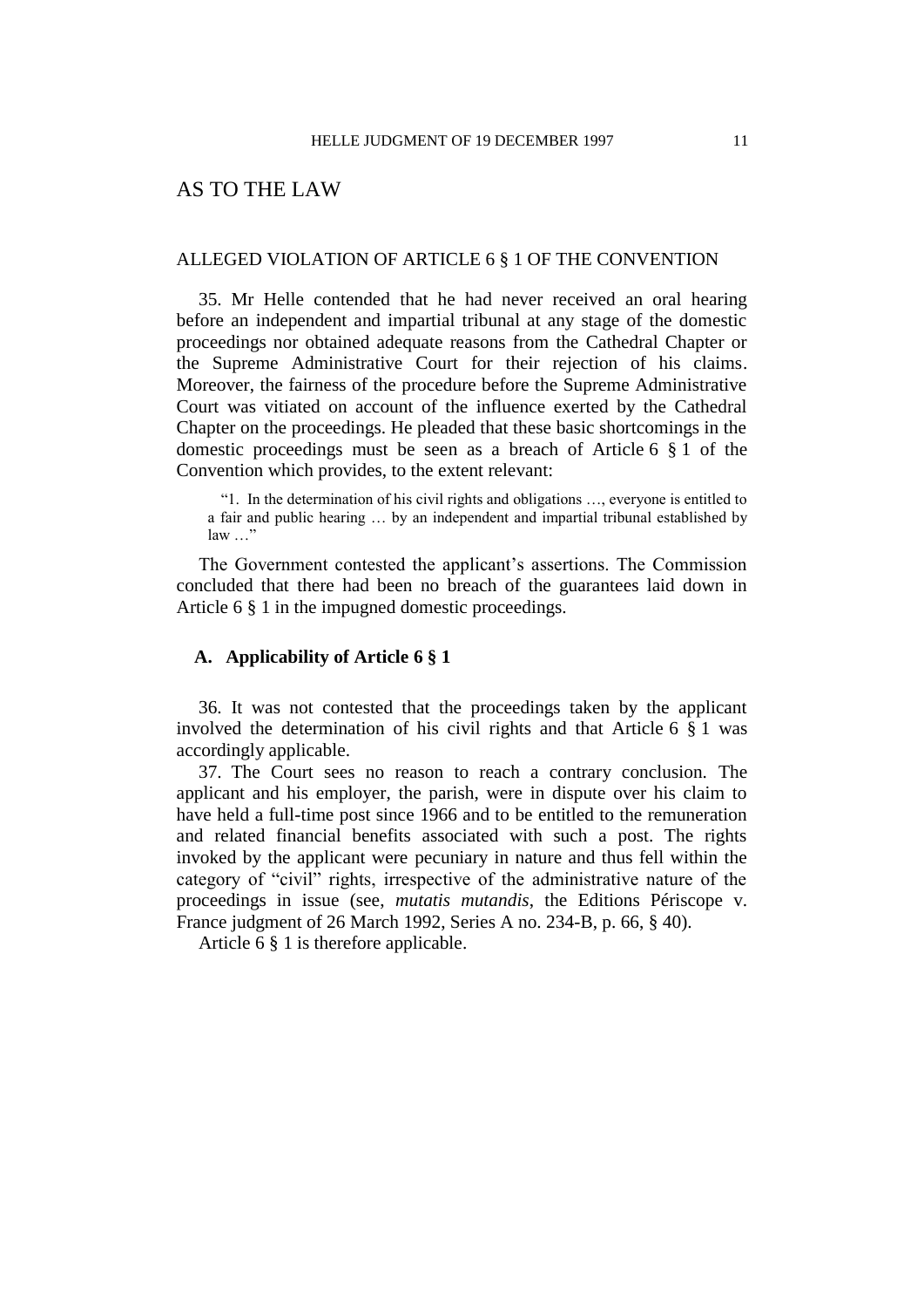# AS TO THE LAW

## ALLEGED VIOLATION OF ARTICLE 6 § 1 OF THE CONVENTION

35. Mr Helle contended that he had never received an oral hearing before an independent and impartial tribunal at any stage of the domestic proceedings nor obtained adequate reasons from the Cathedral Chapter or the Supreme Administrative Court for their rejection of his claims. Moreover, the fairness of the procedure before the Supreme Administrative Court was vitiated on account of the influence exerted by the Cathedral Chapter on the proceedings. He pleaded that these basic shortcomings in the domestic proceedings must be seen as a breach of Article 6 § 1 of the Convention which provides, to the extent relevant:

> "1. In the determination of his civil rights and obligations …, everyone is entitled to a fair and public hearing … by an independent and impartial tribunal established by law …"

The Government contested the applicant's assertions. The Commission concluded that there had been no breach of the guarantees laid down in Article 6 § 1 in the impugned domestic proceedings.

### A. Applicability of Article 6 § 1

36. It was not contested that the proceedings taken by the applicant involved the determination of his civil rights and that Article 6 § 1 was accordingly applicable.

37. The Court sees no reason to reach a contrary conclusion. The applicant and his employer, the parish, were in dispute over his claim to have held a full-time post since 1966 and to be entitled to the remuneration and related financial benefits associated with such a post. The rights invoked by the applicant were pecuniary in nature and thus fell within the category of "civil" rights, irrespective of the administrative nature of the proceedings in issue (see, *mutatis mutandis*, the Editions Périscope v. France judgment of 26 March 1992, Series A no. 234-B, p. 66, § 40).

Article 6 § 1 is therefore applicable.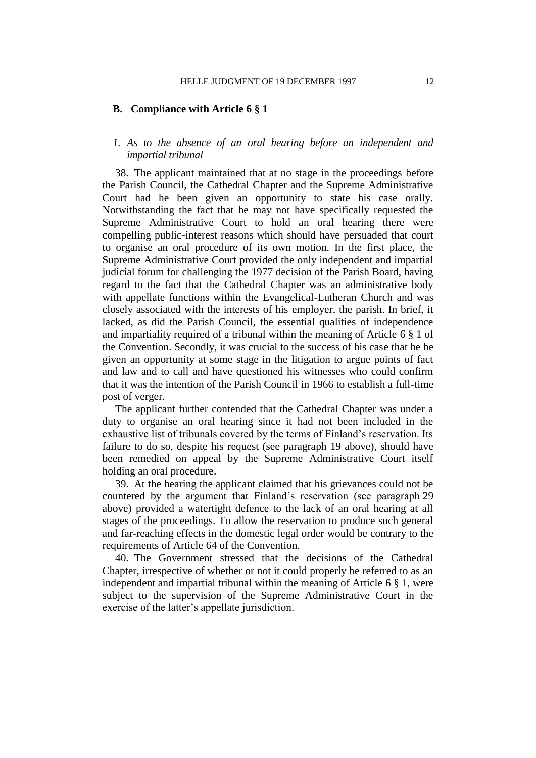## B. Compliance with Article 6 § 1

### *1. As to the absence of an oral hearing before an independent and impartial tribunal*

38. The applicant maintained that at no stage in the proceedings before the Parish Council, the Cathedral Chapter and the Supreme Administrative Court had he been given an opportunity to state his case orally. Notwithstanding the fact that he may not have specifically requested the Supreme Administrative Court to hold an oral hearing there were compelling public-interest reasons which should have persuaded that court to organise an oral procedure of its own motion. In the first place, the Supreme Administrative Court provided the only independent and impartial judicial forum for challenging the 1977 decision of the Parish Board, having regard to the fact that the Cathedral Chapter was an administrative body with appellate functions within the Evangelical-Lutheran Church and was closely associated with the interests of his employer, the parish. In brief, it lacked, as did the Parish Council, the essential qualities of independence and impartiality required of a tribunal within the meaning of Article 6 § 1 of the Convention. Secondly, it was crucial to the success of his case that he be given an opportunity at some stage in the litigation to argue points of fact and law and to call and have questioned his witnesses who could confirm that it was the intention of the Parish Council in 1966 to establish a full-time post of verger.

The applicant further contended that the Cathedral Chapter was under a duty to organise an oral hearing since it had not been included in the exhaustive list of tribunals covered by the terms of Finland's reservation. Its failure to do so, despite his request (see paragraph 19 above), should have been remedied on appeal by the Supreme Administrative Court itself holding an oral procedure.

39. At the hearing the applicant claimed that his grievances could not be countered by the argument that Finland's reservation (see paragraph 29 above) provided a watertight defence to the lack of an oral hearing at all stages of the proceedings. To allow the reservation to produce such general and far-reaching effects in the domestic legal order would be contrary to the requirements of Article 64 of the Convention.

40. The Government stressed that the decisions of the Cathedral Chapter, irrespective of whether or not it could properly be referred to as an independent and impartial tribunal within the meaning of Article 6 § 1, were subject to the supervision of the Supreme Administrative Court in the exercise of the latter's appellate jurisdiction.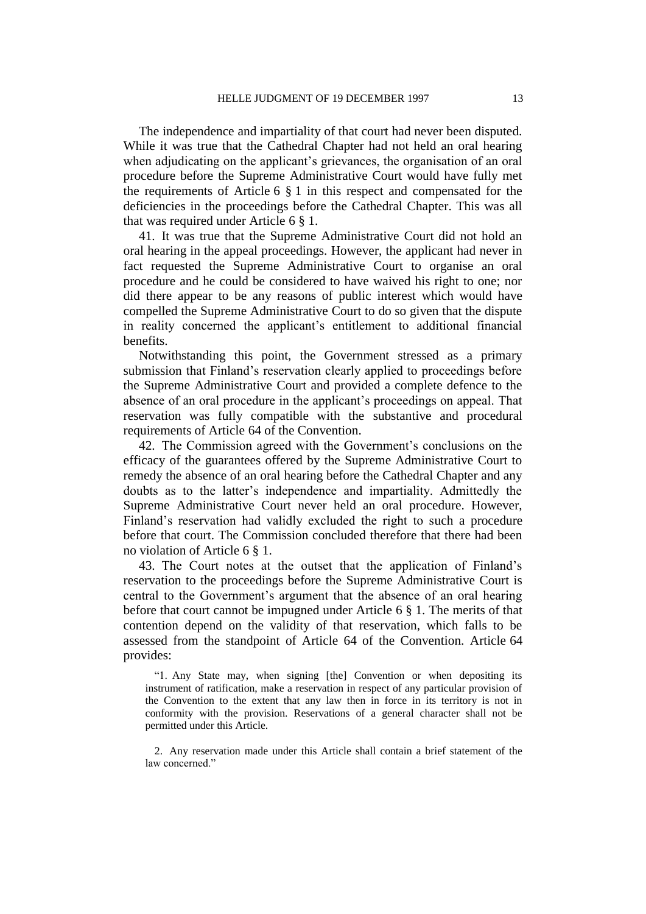The independence and impartiality of that court had never been disputed. While it was true that the Cathedral Chapter had not held an oral hearing when adjudicating on the applicant's grievances, the organisation of an oral procedure before the Supreme Administrative Court would have fully met the requirements of Article 6 § 1 in this respect and compensated for the deficiencies in the proceedings before the Cathedral Chapter. This was all that was required under Article 6 § 1.

41. It was true that the Supreme Administrative Court did not hold an oral hearing in the appeal proceedings. However, the applicant had never in fact requested the Supreme Administrative Court to organise an oral procedure and he could be considered to have waived his right to one; nor did there appear to be any reasons of public interest which would have compelled the Supreme Administrative Court to do so given that the dispute in reality concerned the applicant's entitlement to additional financial benefits.

Notwithstanding this point, the Government stressed as a primary submission that Finland's reservation clearly applied to proceedings before the Supreme Administrative Court and provided a complete defence to the absence of an oral procedure in the applicant's proceedings on appeal. That reservation was fully compatible with the substantive and procedural requirements of Article 64 of the Convention.

42. The Commission agreed with the Government's conclusions on the efficacy of the guarantees offered by the Supreme Administrative Court to remedy the absence of an oral hearing before the Cathedral Chapter and any doubts as to the latter's independence and impartiality. Admittedly the Supreme Administrative Court never held an oral procedure. However, Finland's reservation had validly excluded the right to such a procedure before that court. The Commission concluded therefore that there had been no violation of Article 6 § 1.

43. The Court notes at the outset that the application of Finland's reservation to the proceedings before the Supreme Administrative Court is central to the Government's argument that the absence of an oral hearing before that court cannot be impugned under Article 6 § 1. The merits of that contention depend on the validity of that reservation, which falls to be assessed from the standpoint of Article 64 of the Convention. Article 64 provides:

> "1. Any State may, when signing [the] Convention or when depositing its instrument of ratification, make a reservation in respect of any particular provision of the Convention to the extent that any law then in force in its territory is not in conformity with the provision. Reservations of a general character shall not be permitted under this Article.
>
> 2. Any reservation made under this Article shall contain a brief statement of the law concerned."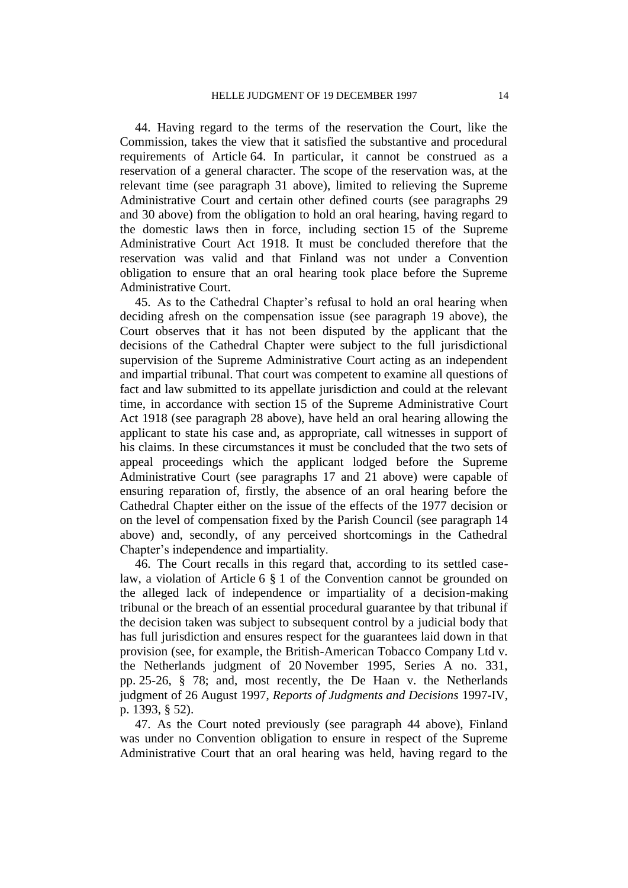44. Having regard to the terms of the reservation the Court, like the Commission, takes the view that it satisfied the substantive and procedural requirements of Article 64. In particular, it cannot be construed as a reservation of a general character. The scope of the reservation was, at the relevant time (see paragraph 31 above), limited to relieving the Supreme Administrative Court and certain other defined courts (see paragraphs 29 and 30 above) from the obligation to hold an oral hearing, having regard to the domestic laws then in force, including section 15 of the Supreme Administrative Court Act 1918. It must be concluded therefore that the reservation was valid and that Finland was not under a Convention obligation to ensure that an oral hearing took place before the Supreme Administrative Court.

45. As to the Cathedral Chapter's refusal to hold an oral hearing when deciding afresh on the compensation issue (see paragraph 19 above), the Court observes that it has not been disputed by the applicant that the decisions of the Cathedral Chapter were subject to the full jurisdictional supervision of the Supreme Administrative Court acting as an independent and impartial tribunal. That court was competent to examine all questions of fact and law submitted to its appellate jurisdiction and could at the relevant time, in accordance with section 15 of the Supreme Administrative Court Act 1918 (see paragraph 28 above), have held an oral hearing allowing the applicant to state his case and, as appropriate, call witnesses in support of his claims. In these circumstances it must be concluded that the two sets of appeal proceedings which the applicant lodged before the Supreme Administrative Court (see paragraphs 17 and 21 above) were capable of ensuring reparation of, firstly, the absence of an oral hearing before the Cathedral Chapter either on the issue of the effects of the 1977 decision or on the level of compensation fixed by the Parish Council (see paragraph 14 above) and, secondly, of any perceived shortcomings in the Cathedral Chapter's independence and impartiality.

46. The Court recalls in this regard that, according to its settled case-law, a violation of Article 6 § 1 of the Convention cannot be grounded on the alleged lack of independence or impartiality of a decision-making tribunal or the breach of an essential procedural guarantee by that tribunal if the decision taken was subject to subsequent control by a judicial body that has full jurisdiction and ensures respect for the guarantees laid down in that provision (see, for example, the British-American Tobacco Company Ltd v. the Netherlands judgment of 20 November 1995, Series A no. 331, pp. 25-26, § 78; and, most recently, the De Haan v. the Netherlands judgment of 26 August 1997, *Reports of Judgments and Decisions* 1997-IV, p. 1393, § 52).

47. As the Court noted previously (see paragraph 44 above), Finland was under no Convention obligation to ensure in respect of the Supreme Administrative Court that an oral hearing was held, having regard to the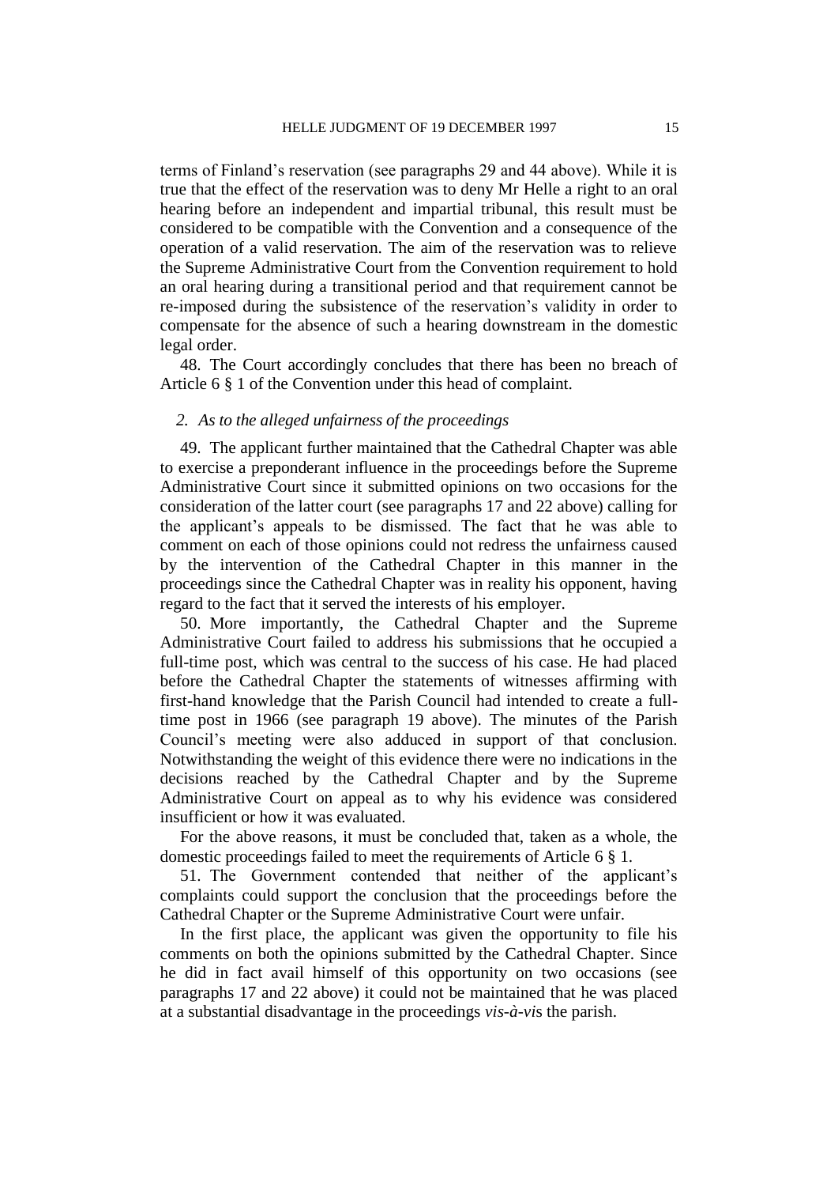terms of Finland's reservation (see paragraphs 29 and 44 above). While it is true that the effect of the reservation was to deny Mr Helle a right to an oral hearing before an independent and impartial tribunal, this result must be considered to be compatible with the Convention and a consequence of the operation of a valid reservation. The aim of the reservation was to relieve the Supreme Administrative Court from the Convention requirement to hold an oral hearing during a transitional period and that requirement cannot be re-imposed during the subsistence of the reservation's validity in order to compensate for the absence of such a hearing downstream in the domestic legal order.

48. The Court accordingly concludes that there has been no breach of Article 6 § 1 of the Convention under this head of complaint.

### *2. As to the alleged unfairness of the proceedings*

49. The applicant further maintained that the Cathedral Chapter was able to exercise a preponderant influence in the proceedings before the Supreme Administrative Court since it submitted opinions on two occasions for the consideration of the latter court (see paragraphs 17 and 22 above) calling for the applicant's appeals to be dismissed. The fact that he was able to comment on each of those opinions could not redress the unfairness caused by the intervention of the Cathedral Chapter in this manner in the proceedings since the Cathedral Chapter was in reality his opponent, having regard to the fact that it served the interests of his employer.

50. More importantly, the Cathedral Chapter and the Supreme Administrative Court failed to address his submissions that he occupied a full-time post, which was central to the success of his case. He had placed before the Cathedral Chapter the statements of witnesses affirming with first-hand knowledge that the Parish Council had intended to create a full-time post in 1966 (see paragraph 19 above). The minutes of the Parish Council's meeting were also adduced in support of that conclusion. Notwithstanding the weight of this evidence there were no indications in the decisions reached by the Cathedral Chapter and by the Supreme Administrative Court on appeal as to why his evidence was considered insufficient or how it was evaluated.

For the above reasons, it must be concluded that, taken as a whole, the domestic proceedings failed to meet the requirements of Article 6 § 1.

51. The Government contended that neither of the applicant's complaints could support the conclusion that the proceedings before the Cathedral Chapter or the Supreme Administrative Court were unfair.

In the first place, the applicant was given the opportunity to file his comments on both the opinions submitted by the Cathedral Chapter. Since he did in fact avail himself of this opportunity on two occasions (see paragraphs 17 and 22 above) it could not be maintained that he was placed at a substantial disadvantage in the proceedings *vis-à-vis* the parish.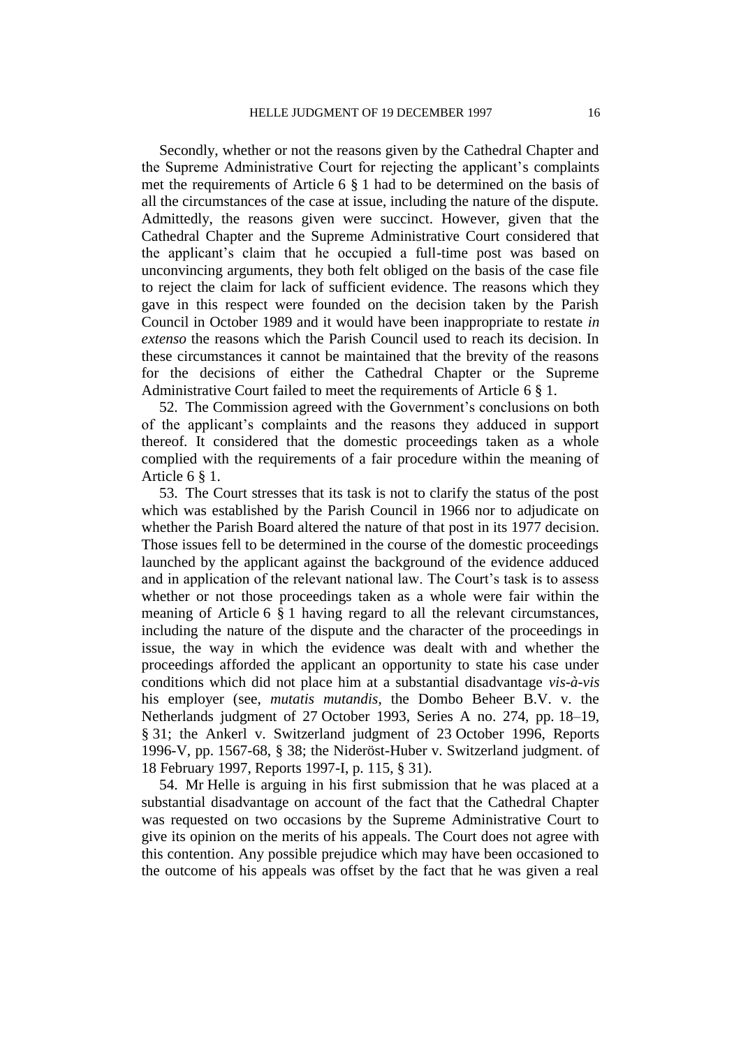Secondly, whether or not the reasons given by the Cathedral Chapter and the Supreme Administrative Court for rejecting the applicant's complaints met the requirements of Article 6 § 1 had to be determined on the basis of all the circumstances of the case at issue, including the nature of the dispute. Admittedly, the reasons given were succinct. However, given that the Cathedral Chapter and the Supreme Administrative Court considered that the applicant's claim that he occupied a full-time post was based on unconvincing arguments, they both felt obliged on the basis of the case file to reject the claim for lack of sufficient evidence. The reasons which they gave in this respect were founded on the decision taken by the Parish Council in October 1989 and it would have been inappropriate to restate *in extenso* the reasons which the Parish Council used to reach its decision. In these circumstances it cannot be maintained that the brevity of the reasons for the decisions of either the Cathedral Chapter or the Supreme Administrative Court failed to meet the requirements of Article 6 § 1.

52. The Commission agreed with the Government's conclusions on both of the applicant's complaints and the reasons they adduced in support thereof. It considered that the domestic proceedings taken as a whole complied with the requirements of a fair procedure within the meaning of Article 6 § 1.

53. The Court stresses that its task is not to clarify the status of the post which was established by the Parish Council in 1966 nor to adjudicate on whether the Parish Board altered the nature of that post in its 1977 decision. Those issues fell to be determined in the course of the domestic proceedings launched by the applicant against the background of the evidence adduced and in application of the relevant national law. The Court's task is to assess whether or not those proceedings taken as a whole were fair within the meaning of Article 6 § 1 having regard to all the relevant circumstances, including the nature of the dispute and the character of the proceedings in issue, the way in which the evidence was dealt with and whether the proceedings afforded the applicant an opportunity to state his case under conditions which did not place him at a substantial disadvantage *vis-à-vis* his employer (see, *mutatis mutandis*, the Dombo Beheer B.V. v. the Netherlands judgment of 27 October 1993, Series A no. 274, pp. 18–19, § 31; the Ankerl v. Switzerland judgment of 23 October 1996, Reports 1996-V, pp. 1567-68, § 38; the Nideröst-Huber v. Switzerland judgment. of 18 February 1997, Reports 1997-I, p. 115, § 31).

54. Mr Helle is arguing in his first submission that he was placed at a substantial disadvantage on account of the fact that the Cathedral Chapter was requested on two occasions by the Supreme Administrative Court to give its opinion on the merits of his appeals. The Court does not agree with this contention. Any possible prejudice which may have been occasioned to the outcome of his appeals was offset by the fact that he was given a real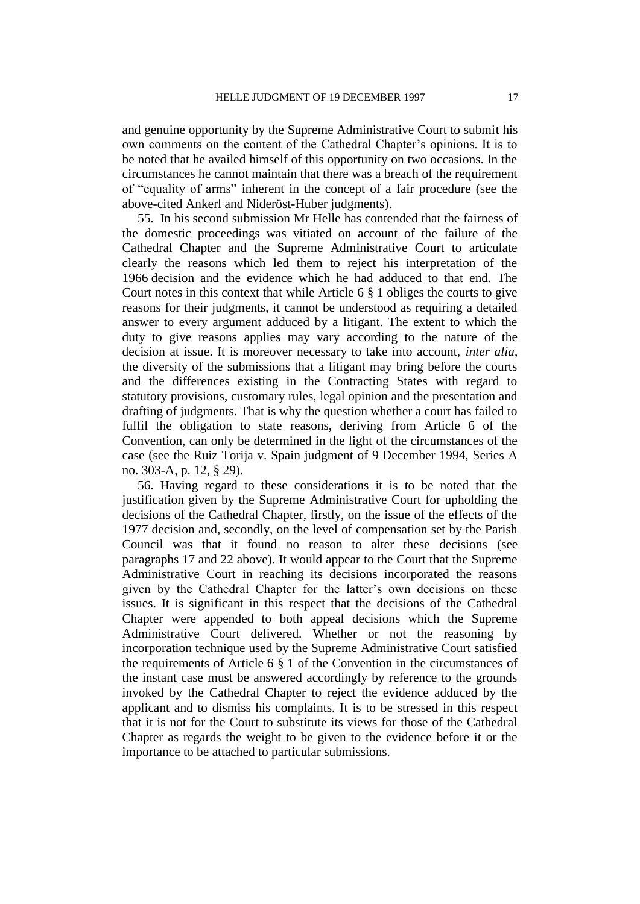and genuine opportunity by the Supreme Administrative Court to submit his own comments on the content of the Cathedral Chapter's opinions. It is to be noted that he availed himself of this opportunity on two occasions. In the circumstances he cannot maintain that there was a breach of the requirement of "equality of arms" inherent in the concept of a fair procedure (see the above-cited Ankerl and Nideröst-Huber judgments).

55. In his second submission Mr Helle has contended that the fairness of the domestic proceedings was vitiated on account of the failure of the Cathedral Chapter and the Supreme Administrative Court to articulate clearly the reasons which led them to reject his interpretation of the 1966 decision and the evidence which he had adduced to that end. The Court notes in this context that while Article 6 § 1 obliges the courts to give reasons for their judgments, it cannot be understood as requiring a detailed answer to every argument adduced by a litigant. The extent to which the duty to give reasons applies may vary according to the nature of the decision at issue. It is moreover necessary to take into account, *inter alia*, the diversity of the submissions that a litigant may bring before the courts and the differences existing in the Contracting States with regard to statutory provisions, customary rules, legal opinion and the presentation and drafting of judgments. That is why the question whether a court has failed to fulfil the obligation to state reasons, deriving from Article 6 of the Convention, can only be determined in the light of the circumstances of the case (see the Ruiz Torija v. Spain judgment of 9 December 1994, Series A no. 303-A, p. 12, § 29).

56. Having regard to these considerations it is to be noted that the justification given by the Supreme Administrative Court for upholding the decisions of the Cathedral Chapter, firstly, on the issue of the effects of the 1977 decision and, secondly, on the level of compensation set by the Parish Council was that it found no reason to alter these decisions (see paragraphs 17 and 22 above). It would appear to the Court that the Supreme Administrative Court in reaching its decisions incorporated the reasons given by the Cathedral Chapter for the latter's own decisions on these issues. It is significant in this respect that the decisions of the Cathedral Chapter were appended to both appeal decisions which the Supreme Administrative Court delivered. Whether or not the reasoning by incorporation technique used by the Supreme Administrative Court satisfied the requirements of Article 6 § 1 of the Convention in the circumstances of the instant case must be answered accordingly by reference to the grounds invoked by the Cathedral Chapter to reject the evidence adduced by the applicant and to dismiss his complaints. It is to be stressed in this respect that it is not for the Court to substitute its views for those of the Cathedral Chapter as regards the weight to be given to the evidence before it or the importance to be attached to particular submissions.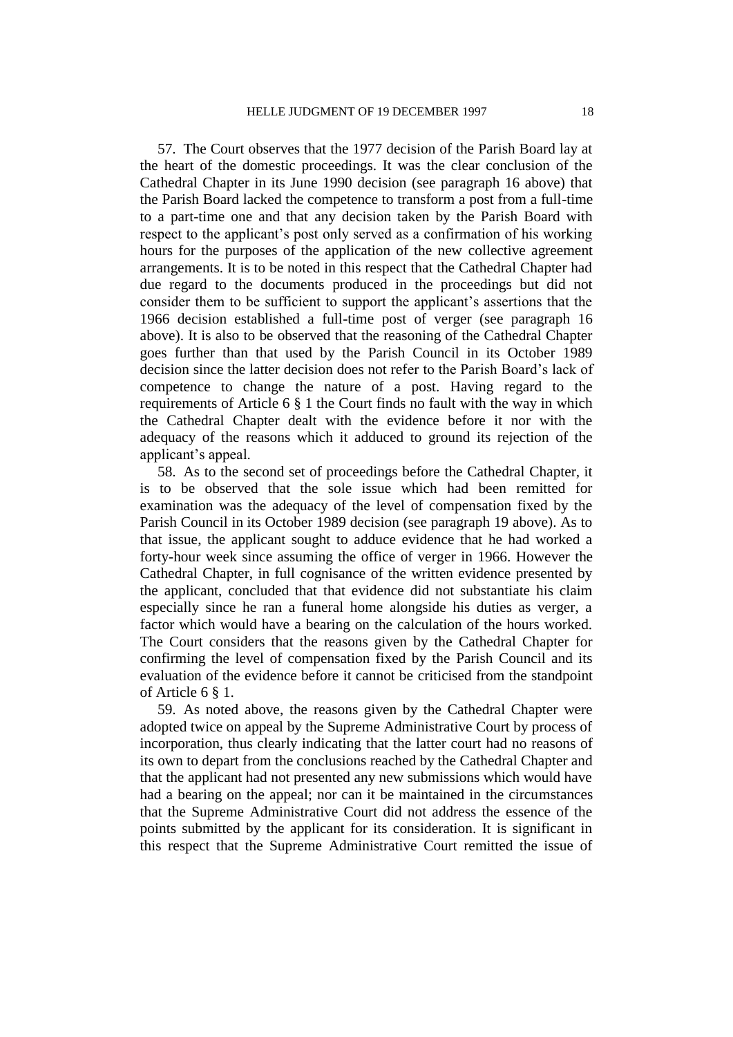57. The Court observes that the 1977 decision of the Parish Board lay at the heart of the domestic proceedings. It was the clear conclusion of the Cathedral Chapter in its June 1990 decision (see paragraph 16 above) that the Parish Board lacked the competence to transform a post from a full-time to a part-time one and that any decision taken by the Parish Board with respect to the applicant's post only served as a confirmation of his working hours for the purposes of the application of the new collective agreement arrangements. It is to be noted in this respect that the Cathedral Chapter had due regard to the documents produced in the proceedings but did not consider them to be sufficient to support the applicant's assertions that the 1966 decision established a full-time post of verger (see paragraph 16 above). It is also to be observed that the reasoning of the Cathedral Chapter goes further than that used by the Parish Council in its October 1989 decision since the latter decision does not refer to the Parish Board's lack of competence to change the nature of a post. Having regard to the requirements of Article 6 § 1 the Court finds no fault with the way in which the Cathedral Chapter dealt with the evidence before it nor with the adequacy of the reasons which it adduced to ground its rejection of the applicant's appeal.

58. As to the second set of proceedings before the Cathedral Chapter, it is to be observed that the sole issue which had been remitted for examination was the adequacy of the level of compensation fixed by the Parish Council in its October 1989 decision (see paragraph 19 above). As to that issue, the applicant sought to adduce evidence that he had worked a forty-hour week since assuming the office of verger in 1966. However the Cathedral Chapter, in full cognisance of the written evidence presented by the applicant, concluded that that evidence did not substantiate his claim especially since he ran a funeral home alongside his duties as verger, a factor which would have a bearing on the calculation of the hours worked. The Court considers that the reasons given by the Cathedral Chapter for confirming the level of compensation fixed by the Parish Council and its evaluation of the evidence before it cannot be criticised from the standpoint of Article 6 § 1.

59. As noted above, the reasons given by the Cathedral Chapter were adopted twice on appeal by the Supreme Administrative Court by process of incorporation, thus clearly indicating that the latter court had no reasons of its own to depart from the conclusions reached by the Cathedral Chapter and that the applicant had not presented any new submissions which would have had a bearing on the appeal; nor can it be maintained in the circumstances that the Supreme Administrative Court did not address the essence of the points submitted by the applicant for its consideration. It is significant in this respect that the Supreme Administrative Court remitted the issue of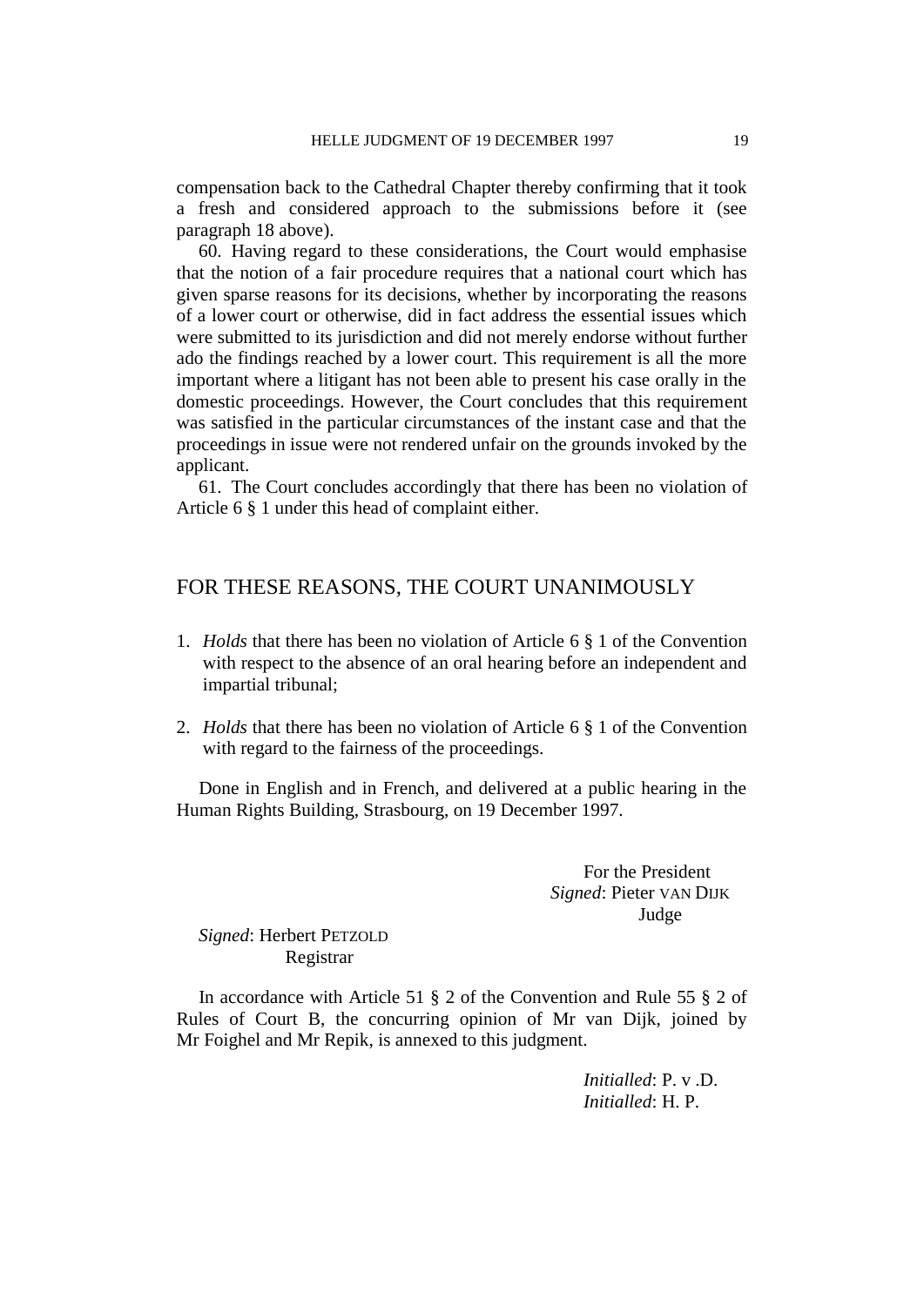compensation back to the Cathedral Chapter thereby confirming that it took a fresh and considered approach to the submissions before it (see paragraph 18 above).

60. Having regard to these considerations, the Court would emphasise that the notion of a fair procedure requires that a national court which has given sparse reasons for its decisions, whether by incorporating the reasons of a lower court or otherwise, did in fact address the essential issues which were submitted to its jurisdiction and did not merely endorse without further ado the findings reached by a lower court. This requirement is all the more important where a litigant has not been able to present his case orally in the domestic proceedings. However, the Court concludes that this requirement was satisfied in the particular circumstances of the instant case and that the proceedings in issue were not rendered unfair on the grounds invoked by the applicant.

61. The Court concludes accordingly that there has been no violation of Article 6 § 1 under this head of complaint either.

## FOR THESE REASONS, THE COURT UNANIMOUSLY

1. *Holds* that there has been no violation of Article 6 § 1 of the Convention with respect to the absence of an oral hearing before an independent and impartial tribunal;

2. *Holds* that there has been no violation of Article 6 § 1 of the Convention with regard to the fairness of the proceedings.

Done in English and in French, and delivered at a public hearing in the Human Rights Building, Strasbourg, on 19 December 1997.

For the President
*Signed*: Pieter VAN DIJK
Judge

*Signed*: Herbert PETZOLD
Registrar

In accordance with Article 51 § 2 of the Convention and Rule 55 § 2 of Rules of Court B, the concurring opinion of Mr van Dijk, joined by Mr Foighel and Mr Repik, is annexed to this judgment.

*Initialled*: P. v .D.
*Initialled*: H. P.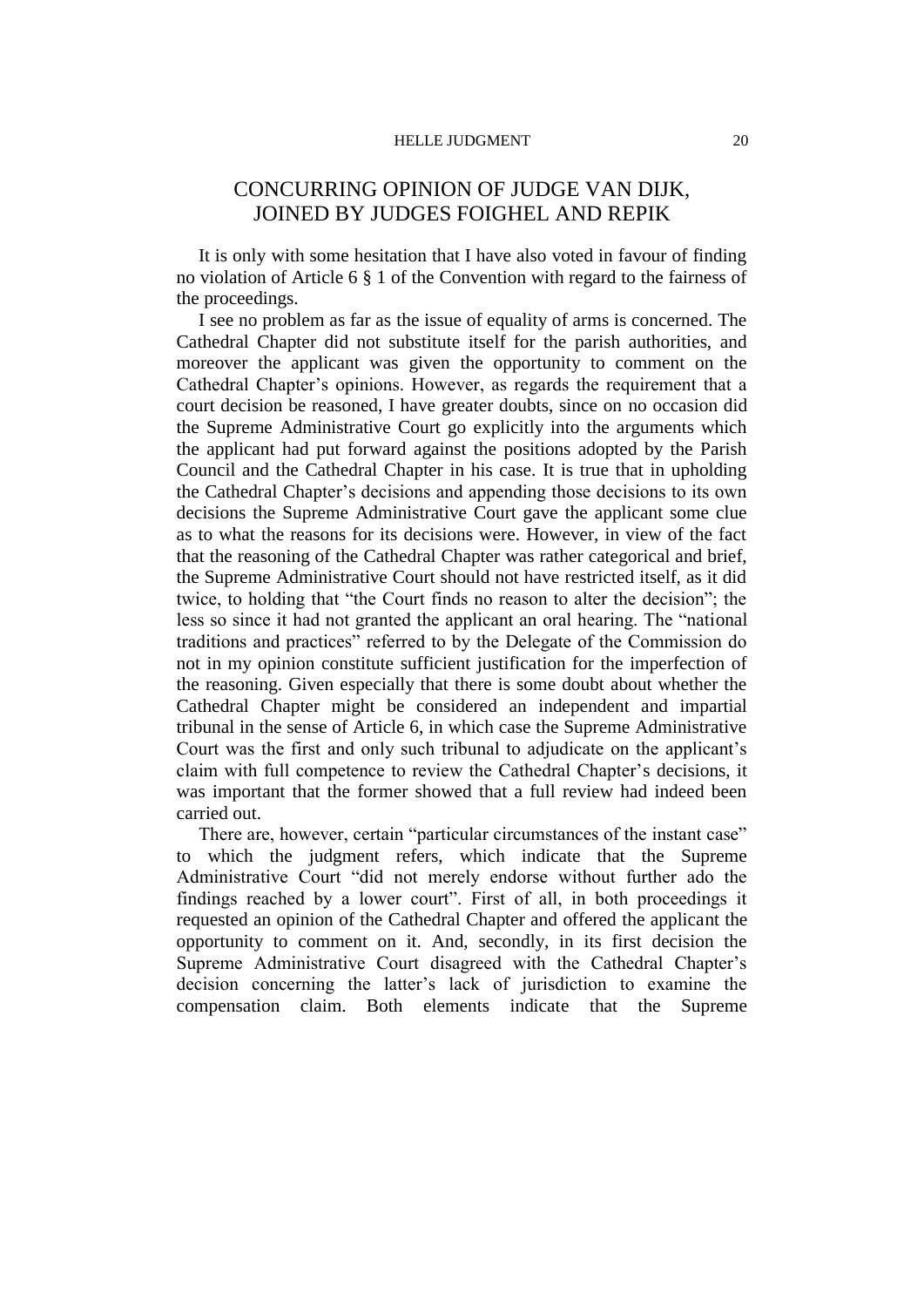# CONCURRING OPINION OF JUDGE VAN DIJK, JOINED BY JUDGES FOIGHEL AND REPIK

It is only with some hesitation that I have also voted in favour of finding no violation of Article 6 § 1 of the Convention with regard to the fairness of the proceedings.

I see no problem as far as the issue of equality of arms is concerned. The Cathedral Chapter did not substitute itself for the parish authorities, and moreover the applicant was given the opportunity to comment on the Cathedral Chapter's opinions. However, as regards the requirement that a court decision be reasoned, I have greater doubts, since on no occasion did the Supreme Administrative Court go explicitly into the arguments which the applicant had put forward against the positions adopted by the Parish Council and the Cathedral Chapter in his case. It is true that in upholding the Cathedral Chapter's decisions and appending those decisions to its own decisions the Supreme Administrative Court gave the applicant some clue as to what the reasons for its decisions were. However, in view of the fact that the reasoning of the Cathedral Chapter was rather categorical and brief, the Supreme Administrative Court should not have restricted itself, as it did twice, to holding that "the Court finds no reason to alter the decision"; the less so since it had not granted the applicant an oral hearing. The "national traditions and practices" referred to by the Delegate of the Commission do not in my opinion constitute sufficient justification for the imperfection of the reasoning. Given especially that there is some doubt about whether the Cathedral Chapter might be considered an independent and impartial tribunal in the sense of Article 6, in which case the Supreme Administrative Court was the first and only such tribunal to adjudicate on the applicant's claim with full competence to review the Cathedral Chapter's decisions, it was important that the former showed that a full review had indeed been carried out.

There are, however, certain "particular circumstances of the instant case" to which the judgment refers, which indicate that the Supreme Administrative Court "did not merely endorse without further ado the findings reached by a lower court". First of all, in both proceedings it requested an opinion of the Cathedral Chapter and offered the applicant the opportunity to comment on it. And, secondly, in its first decision the Supreme Administrative Court disagreed with the Cathedral Chapter's decision concerning the latter's lack of jurisdiction to examine the compensation claim. Both elements indicate that the Supreme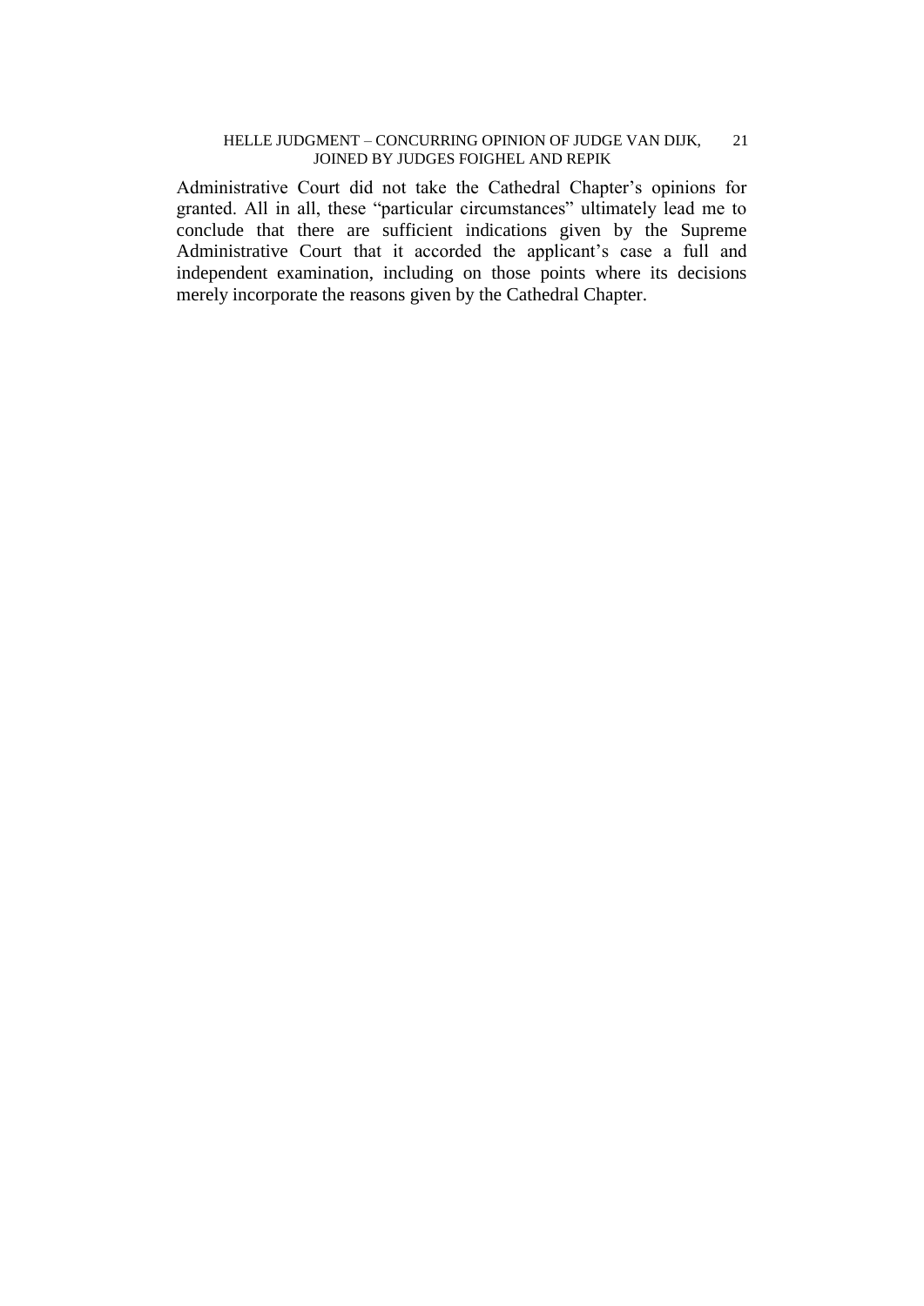Administrative Court did not take the Cathedral Chapter's opinions for granted. All in all, these "particular circumstances" ultimately lead me to conclude that there are sufficient indications given by the Supreme Administrative Court that it accorded the applicant's case a full and independent examination, including on those points where its decisions merely incorporate the reasons given by the Cathedral Chapter.